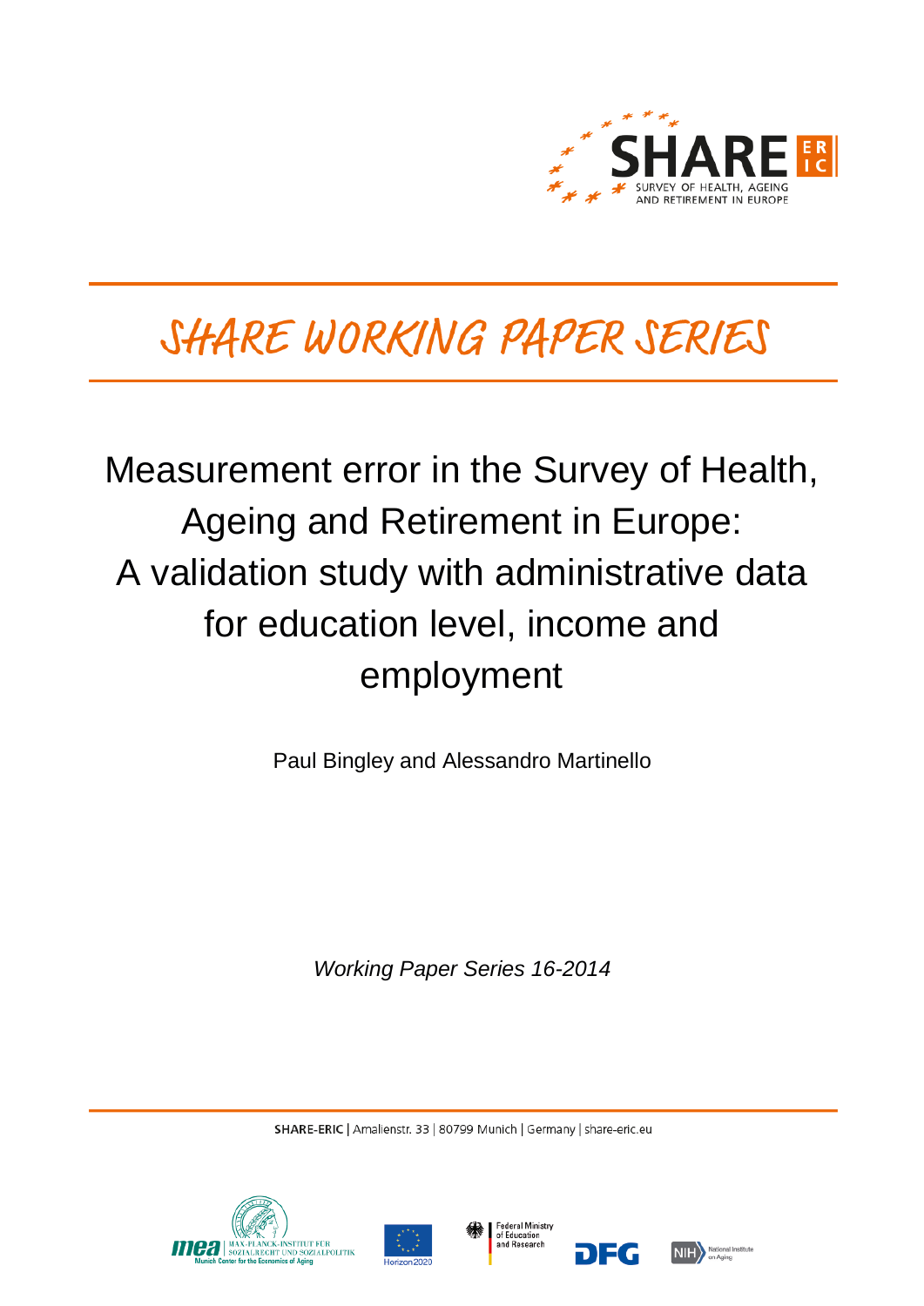# SHARE WORKING PAPER SERIES

# Measurement error in the Survey of Health, Ageing and Retirement in Europe: A validation study with administrative data for education level, income and employment

Paul Bingley and Alessandro Martinello

*Working Paper Series 16-2014*

SHARE-ERIC | Amalienstr. 33 | 80799 Munich | Germany | share-eric.eu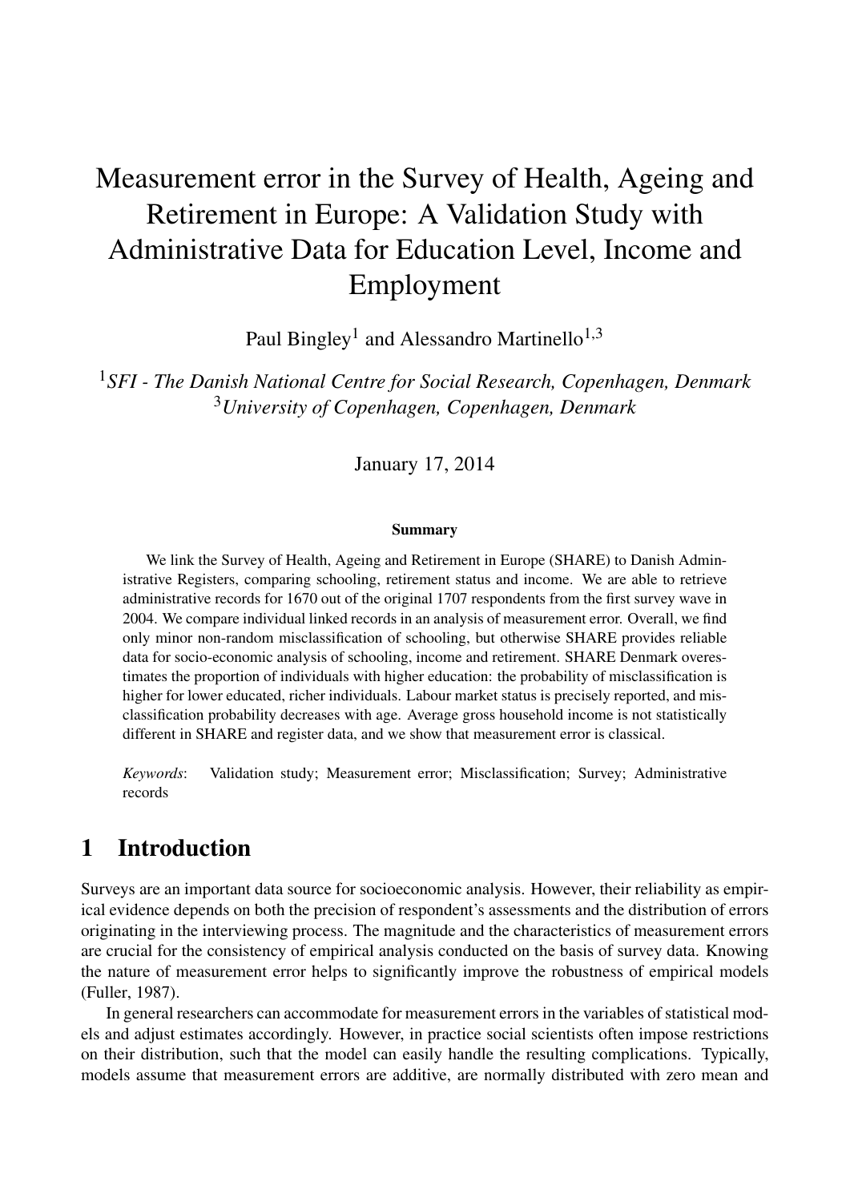# Measurement error in the Survey of Health, Ageing and Retirement in Europe: A Validation Study with Administrative Data for Education Level, Income and Employment

Paul Bingley[1] and Alessandro Martinello[1,3]

[1]*SFI - The Danish National Centre for Social Research, Copenhagen, Denmark*
[3]*University of Copenhagen, Copenhagen, Denmark*

January 17, 2014

**Summary**

We link the Survey of Health, Ageing and Retirement in Europe (SHARE) to Danish Administrative Registers, comparing schooling, retirement status and income. We are able to retrieve administrative records for 1670 out of the original 1707 respondents from the first survey wave in 2004. We compare individual linked records in an analysis of measurement error. Overall, we find only minor non-random misclassification of schooling, but otherwise SHARE provides reliable data for socio-economic analysis of schooling, income and retirement. SHARE Denmark overestimates the proportion of individuals with higher education: the probability of misclassification is higher for lower educated, richer individuals. Labour market status is precisely reported, and misclassification probability decreases with age. Average gross household income is not statistically different in SHARE and register data, and we show that measurement error is classical.

*Keywords*: Validation study; Measurement error; Misclassification; Survey; Administrative records

## 1 Introduction

Surveys are an important data source for socioeconomic analysis. However, their reliability as empirical evidence depends on both the precision of respondent's assessments and the distribution of errors originating in the interviewing process. The magnitude and the characteristics of measurement errors are crucial for the consistency of empirical analysis conducted on the basis of survey data. Knowing the nature of measurement error helps to significantly improve the robustness of empirical models (Fuller, 1987).

In general researchers can accommodate for measurement errors in the variables of statistical models and adjust estimates accordingly. However, in practice social scientists often impose restrictions on their distribution, such that the model can easily handle the resulting complications. Typically, models assume that measurement errors are additive, are normally distributed with zero mean and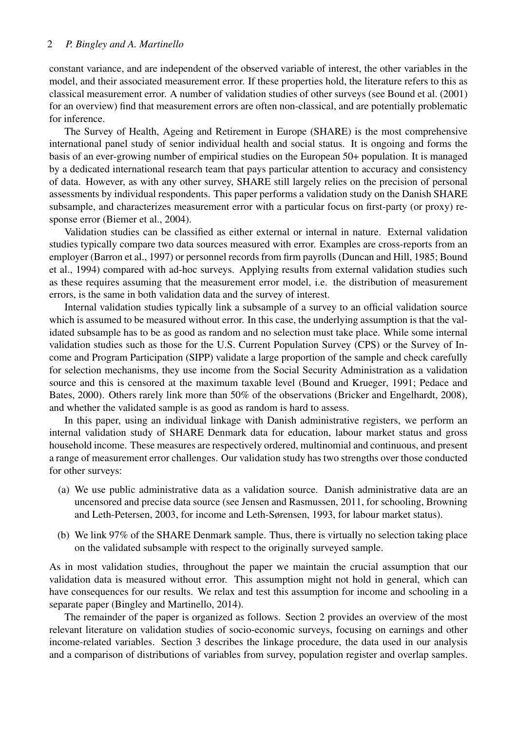constant variance, and are independent of the observed variable of interest, the other variables in the model, and their associated measurement error. If these properties hold, the literature refers to this as classical measurement error. A number of validation studies of other surveys (see Bound et al. (2001) for an overview) find that measurement errors are often non-classical, and are potentially problematic for inference.

The Survey of Health, Ageing and Retirement in Europe (SHARE) is the most comprehensive international panel study of senior individual health and social status. It is ongoing and forms the basis of an ever-growing number of empirical studies on the European 50+ population. It is managed by a dedicated international research team that pays particular attention to accuracy and consistency of data. However, as with any other survey, SHARE still largely relies on the precision of personal assessments by individual respondents. This paper performs a validation study on the Danish SHARE subsample, and characterizes measurement error with a particular focus on first-party (or proxy) response error (Biemer et al., 2004).

Validation studies can be classified as either external or internal in nature. External validation studies typically compare two data sources measured with error. Examples are cross-reports from an employer (Barron et al., 1997) or personnel records from firm payrolls (Duncan and Hill, 1985; Bound et al., 1994) compared with ad-hoc surveys. Applying results from external validation studies such as these requires assuming that the measurement error model, i.e. the distribution of measurement errors, is the same in both validation data and the survey of interest.

Internal validation studies typically link a subsample of a survey to an official validation source which is assumed to be measured without error. In this case, the underlying assumption is that the validated subsample has to be as good as random and no selection must take place. While some internal validation studies such as those for the U.S. Current Population Survey (CPS) or the Survey of Income and Program Participation (SIPP) validate a large proportion of the sample and check carefully for selection mechanisms, they use income from the Social Security Administration as a validation source and this is censored at the maximum taxable level (Bound and Krueger, 1991; Pedace and Bates, 2000). Others rarely link more than 50% of the observations (Bricker and Engelhardt, 2008), and whether the validated sample is as good as random is hard to assess.

In this paper, using an individual linkage with Danish administrative registers, we perform an internal validation study of SHARE Denmark data for education, labour market status and gross household income. These measures are respectively ordered, multinomial and continuous, and present a range of measurement error challenges. Our validation study has two strengths over those conducted for other surveys:

(a) We use public administrative data as a validation source. Danish administrative data are an uncensored and precise data source (see Jensen and Rasmussen, 2011, for schooling, Browning and Leth-Petersen, 2003, for income and Leth-Sørensen, 1993, for labour market status).

(b) We link 97% of the SHARE Denmark sample. Thus, there is virtually no selection taking place on the validated subsample with respect to the originally surveyed sample.

As in most validation studies, throughout the paper we maintain the crucial assumption that our validation data is measured without error. This assumption might not hold in general, which can have consequences for our results. We relax and test this assumption for income and schooling in a separate paper (Bingley and Martinello, 2014).

The remainder of the paper is organized as follows. Section 2 provides an overview of the most relevant literature on validation studies of socio-economic surveys, focusing on earnings and other income-related variables. Section 3 describes the linkage procedure, the data used in our analysis and a comparison of distributions of variables from survey, population register and overlap samples.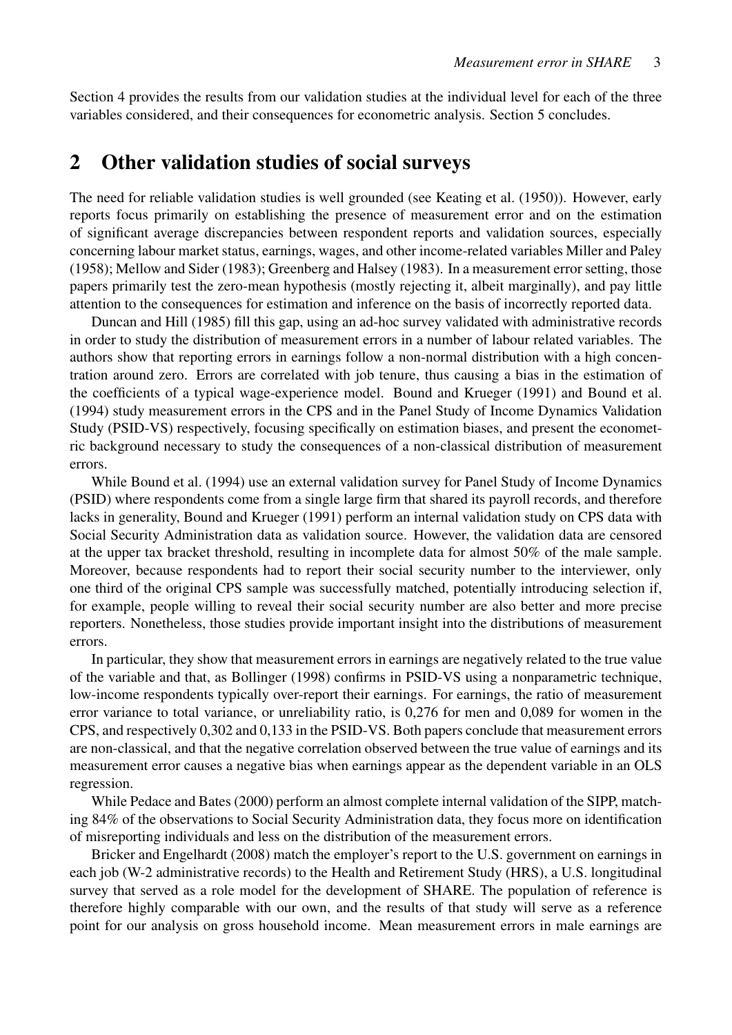Section 4 provides the results from our validation studies at the individual level for each of the three variables considered, and their consequences for econometric analysis. Section 5 concludes.

## 2 Other validation studies of social surveys

The need for reliable validation studies is well grounded (see Keating et al. (1950)). However, early reports focus primarily on establishing the presence of measurement error and on the estimation of significant average discrepancies between respondent reports and validation sources, especially concerning labour market status, earnings, wages, and other income-related variables Miller and Paley (1958); Mellow and Sider (1983); Greenberg and Halsey (1983). In a measurement error setting, those papers primarily test the zero-mean hypothesis (mostly rejecting it, albeit marginally), and pay little attention to the consequences for estimation and inference on the basis of incorrectly reported data.

Duncan and Hill (1985) fill this gap, using an ad-hoc survey validated with administrative records in order to study the distribution of measurement errors in a number of labour related variables. The authors show that reporting errors in earnings follow a non-normal distribution with a high concentration around zero. Errors are correlated with job tenure, thus causing a bias in the estimation of the coefficients of a typical wage-experience model. Bound and Krueger (1991) and Bound et al. (1994) study measurement errors in the CPS and in the Panel Study of Income Dynamics Validation Study (PSID-VS) respectively, focusing specifically on estimation biases, and present the econometric background necessary to study the consequences of a non-classical distribution of measurement errors.

While Bound et al. (1994) use an external validation survey for Panel Study of Income Dynamics (PSID) where respondents come from a single large firm that shared its payroll records, and therefore lacks in generality, Bound and Krueger (1991) perform an internal validation study on CPS data with Social Security Administration data as validation source. However, the validation data are censored at the upper tax bracket threshold, resulting in incomplete data for almost 50% of the male sample. Moreover, because respondents had to report their social security number to the interviewer, only one third of the original CPS sample was successfully matched, potentially introducing selection if, for example, people willing to reveal their social security number are also better and more precise reporters. Nonetheless, those studies provide important insight into the distributions of measurement errors.

In particular, they show that measurement errors in earnings are negatively related to the true value of the variable and that, as Bollinger (1998) confirms in PSID-VS using a nonparametric technique, low-income respondents typically over-report their earnings. For earnings, the ratio of measurement error variance to total variance, or unreliability ratio, is 0,276 for men and 0,089 for women in the CPS, and respectively 0,302 and 0,133 in the PSID-VS. Both papers conclude that measurement errors are non-classical, and that the negative correlation observed between the true value of earnings and its measurement error causes a negative bias when earnings appear as the dependent variable in an OLS regression.

While Pedace and Bates (2000) perform an almost complete internal validation of the SIPP, matching 84% of the observations to Social Security Administration data, they focus more on identification of misreporting individuals and less on the distribution of the measurement errors.

Bricker and Engelhardt (2008) match the employer's report to the U.S. government on earnings in each job (W-2 administrative records) to the Health and Retirement Study (HRS), a U.S. longitudinal survey that served as a role model for the development of SHARE. The population of reference is therefore highly comparable with our own, and the results of that study will serve as a reference point for our analysis on gross household income. Mean measurement errors in male earnings are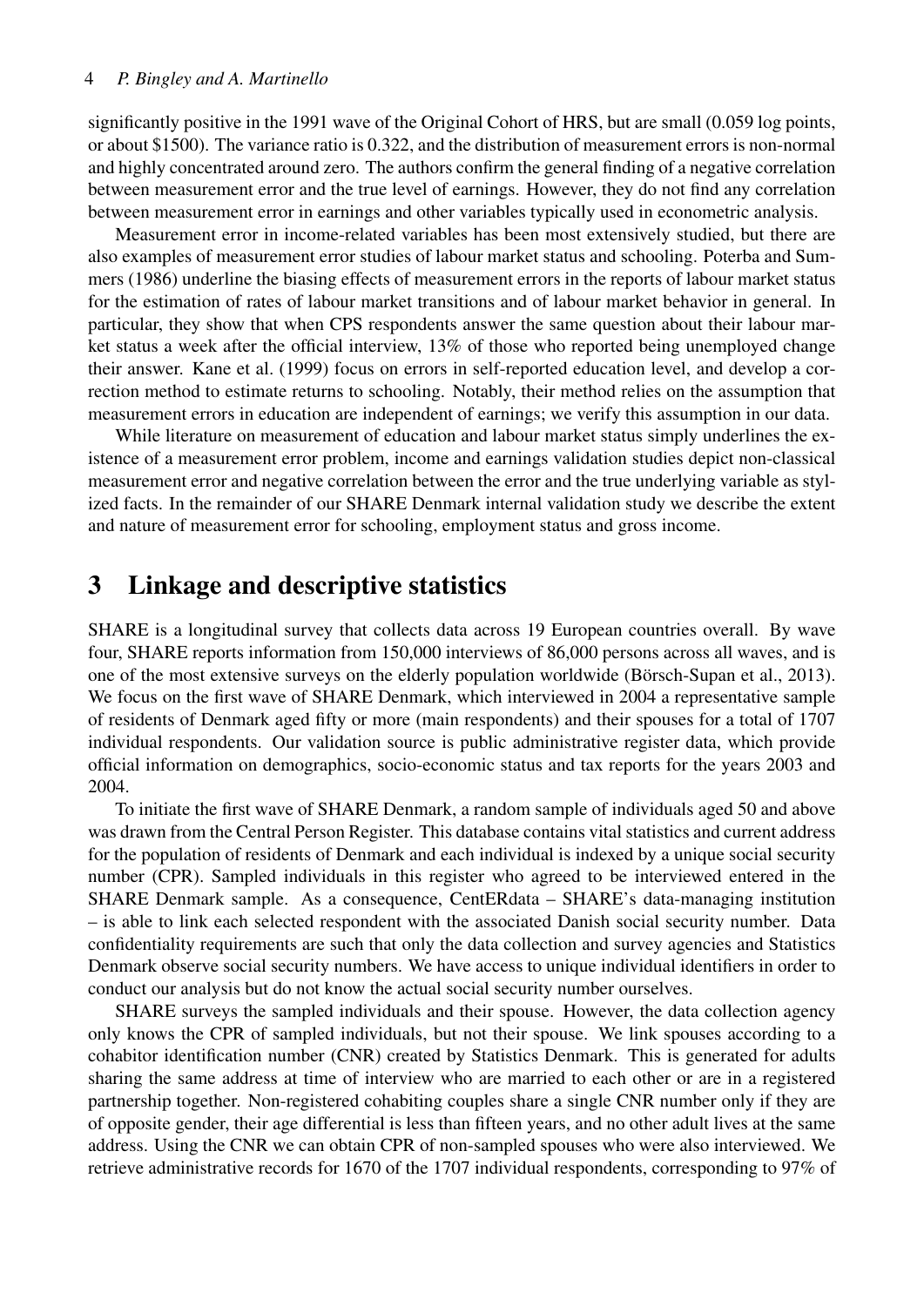significantly positive in the 1991 wave of the Original Cohort of HRS, but are small (0.059 log points, or about \$1500). The variance ratio is 0.322, and the distribution of measurement errors is non-normal and highly concentrated around zero. The authors confirm the general finding of a negative correlation between measurement error and the true level of earnings. However, they do not find any correlation between measurement error in earnings and other variables typically used in econometric analysis.

Measurement error in income-related variables has been most extensively studied, but there are also examples of measurement error studies of labour market status and schooling. Poterba and Summers (1986) underline the biasing effects of measurement errors in the reports of labour market status for the estimation of rates of labour market transitions and of labour market behavior in general. In particular, they show that when CPS respondents answer the same question about their labour market status a week after the official interview, 13% of those who reported being unemployed change their answer. Kane et al. (1999) focus on errors in self-reported education level, and develop a correction method to estimate returns to schooling. Notably, their method relies on the assumption that measurement errors in education are independent of earnings; we verify this assumption in our data.

While literature on measurement of education and labour market status simply underlines the existence of a measurement error problem, income and earnings validation studies depict non-classical measurement error and negative correlation between the error and the true underlying variable as stylized facts. In the remainder of our SHARE Denmark internal validation study we describe the extent and nature of measurement error for schooling, employment status and gross income.

# 3 Linkage and descriptive statistics

SHARE is a longitudinal survey that collects data across 19 European countries overall. By wave four, SHARE reports information from 150,000 interviews of 86,000 persons across all waves, and is one of the most extensive surveys on the elderly population worldwide (Börsch-Supan et al., 2013). We focus on the first wave of SHARE Denmark, which interviewed in 2004 a representative sample of residents of Denmark aged fifty or more (main respondents) and their spouses for a total of 1707 individual respondents. Our validation source is public administrative register data, which provide official information on demographics, socio-economic status and tax reports for the years 2003 and 2004.

To initiate the first wave of SHARE Denmark, a random sample of individuals aged 50 and above was drawn from the Central Person Register. This database contains vital statistics and current address for the population of residents of Denmark and each individual is indexed by a unique social security number (CPR). Sampled individuals in this register who agreed to be interviewed entered in the SHARE Denmark sample. As a consequence, CentERdata – SHARE's data-managing institution – is able to link each selected respondent with the associated Danish social security number. Data confidentiality requirements are such that only the data collection and survey agencies and Statistics Denmark observe social security numbers. We have access to unique individual identifiers in order to conduct our analysis but do not know the actual social security number ourselves.

SHARE surveys the sampled individuals and their spouse. However, the data collection agency only knows the CPR of sampled individuals, but not their spouse. We link spouses according to a cohabitor identification number (CNR) created by Statistics Denmark. This is generated for adults sharing the same address at time of interview who are married to each other or are in a registered partnership together. Non-registered cohabiting couples share a single CNR number only if they are of opposite gender, their age differential is less than fifteen years, and no other adult lives at the same address. Using the CNR we can obtain CPR of non-sampled spouses who were also interviewed. We retrieve administrative records for 1670 of the 1707 individual respondents, corresponding to 97% of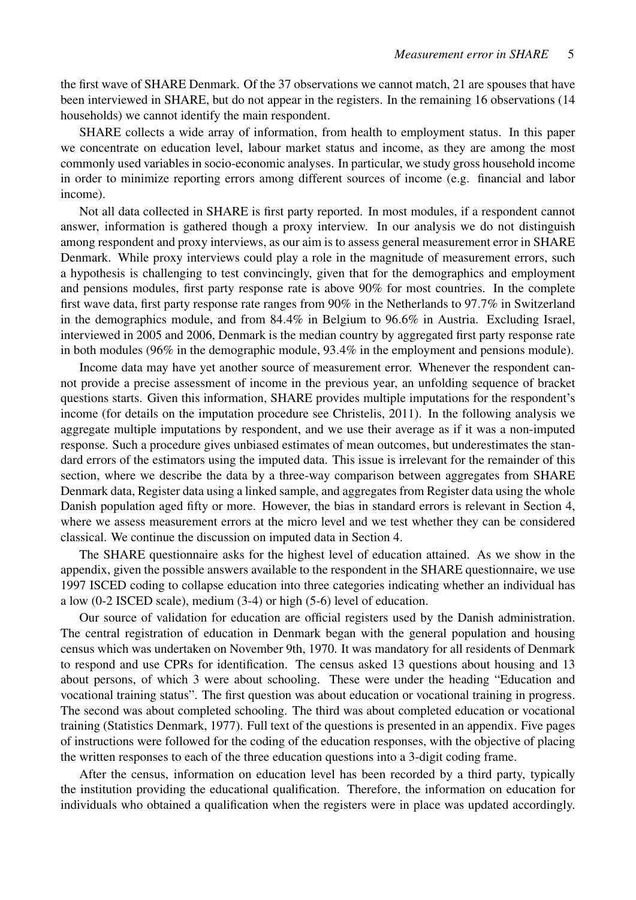the first wave of SHARE Denmark. Of the 37 observations we cannot match, 21 are spouses that have been interviewed in SHARE, but do not appear in the registers. In the remaining 16 observations (14 households) we cannot identify the main respondent.

SHARE collects a wide array of information, from health to employment status. In this paper we concentrate on education level, labour market status and income, as they are among the most commonly used variables in socio-economic analyses. In particular, we study gross household income in order to minimize reporting errors among different sources of income (e.g. financial and labor income).

Not all data collected in SHARE is first party reported. In most modules, if a respondent cannot answer, information is gathered though a proxy interview. In our analysis we do not distinguish among respondent and proxy interviews, as our aim is to assess general measurement error in SHARE Denmark. While proxy interviews could play a role in the magnitude of measurement errors, such a hypothesis is challenging to test convincingly, given that for the demographics and employment and pensions modules, first party response rate is above 90% for most countries. In the complete first wave data, first party response rate ranges from 90% in the Netherlands to 97.7% in Switzerland in the demographics module, and from 84.4% in Belgium to 96.6% in Austria. Excluding Israel, interviewed in 2005 and 2006, Denmark is the median country by aggregated first party response rate in both modules (96% in the demographic module, 93.4% in the employment and pensions module).

Income data may have yet another source of measurement error. Whenever the respondent cannot provide a precise assessment of income in the previous year, an unfolding sequence of bracket questions starts. Given this information, SHARE provides multiple imputations for the respondent's income (for details on the imputation procedure see Christelis, 2011). In the following analysis we aggregate multiple imputations by respondent, and we use their average as if it was a non-imputed response. Such a procedure gives unbiased estimates of mean outcomes, but underestimates the standard errors of the estimators using the imputed data. This issue is irrelevant for the remainder of this section, where we describe the data by a three-way comparison between aggregates from SHARE Denmark data, Register data using a linked sample, and aggregates from Register data using the whole Danish population aged fifty or more. However, the bias in standard errors is relevant in Section 4, where we assess measurement errors at the micro level and we test whether they can be considered classical. We continue the discussion on imputed data in Section 4.

The SHARE questionnaire asks for the highest level of education attained. As we show in the appendix, given the possible answers available to the respondent in the SHARE questionnaire, we use 1997 ISCED coding to collapse education into three categories indicating whether an individual has a low (0-2 ISCED scale), medium (3-4) or high (5-6) level of education.

Our source of validation for education are official registers used by the Danish administration. The central registration of education in Denmark began with the general population and housing census which was undertaken on November 9th, 1970. It was mandatory for all residents of Denmark to respond and use CPRs for identification. The census asked 13 questions about housing and 13 about persons, of which 3 were about schooling. These were under the heading "Education and vocational training status". The first question was about education or vocational training in progress. The second was about completed schooling. The third was about completed education or vocational training (Statistics Denmark, 1977). Full text of the questions is presented in an appendix. Five pages of instructions were followed for the coding of the education responses, with the objective of placing the written responses to each of the three education questions into a 3-digit coding frame.

After the census, information on education level has been recorded by a third party, typically the institution providing the educational qualification. Therefore, the information on education for individuals who obtained a qualification when the registers were in place was updated accordingly.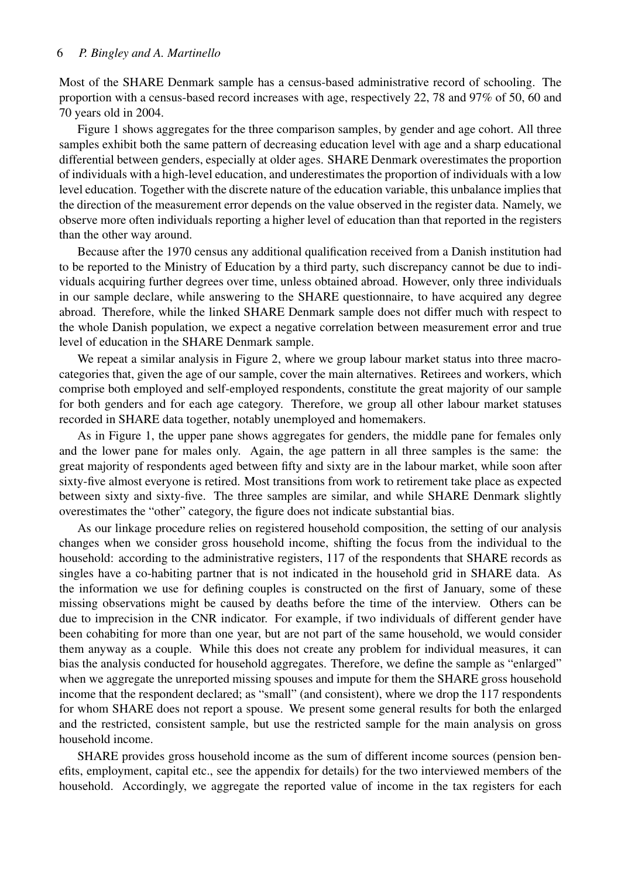Most of the SHARE Denmark sample has a census-based administrative record of schooling. The proportion with a census-based record increases with age, respectively 22, 78 and 97% of 50, 60 and 70 years old in 2004.

Figure 1 shows aggregates for the three comparison samples, by gender and age cohort. All three samples exhibit both the same pattern of decreasing education level with age and a sharp educational differential between genders, especially at older ages. SHARE Denmark overestimates the proportion of individuals with a high-level education, and underestimates the proportion of individuals with a low level education. Together with the discrete nature of the education variable, this unbalance implies that the direction of the measurement error depends on the value observed in the register data. Namely, we observe more often individuals reporting a higher level of education than that reported in the registers than the other way around.

Because after the 1970 census any additional qualification received from a Danish institution had to be reported to the Ministry of Education by a third party, such discrepancy cannot be due to individuals acquiring further degrees over time, unless obtained abroad. However, only three individuals in our sample declare, while answering to the SHARE questionnaire, to have acquired any degree abroad. Therefore, while the linked SHARE Denmark sample does not differ much with respect to the whole Danish population, we expect a negative correlation between measurement error and true level of education in the SHARE Denmark sample.

We repeat a similar analysis in Figure 2, where we group labour market status into three macro-categories that, given the age of our sample, cover the main alternatives. Retirees and workers, which comprise both employed and self-employed respondents, constitute the great majority of our sample for both genders and for each age category. Therefore, we group all other labour market statuses recorded in SHARE data together, notably unemployed and homemakers.

As in Figure 1, the upper pane shows aggregates for genders, the middle pane for females only and the lower pane for males only. Again, the age pattern in all three samples is the same: the great majority of respondents aged between fifty and sixty are in the labour market, while soon after sixty-five almost everyone is retired. Most transitions from work to retirement take place as expected between sixty and sixty-five. The three samples are similar, and while SHARE Denmark slightly overestimates the "other" category, the figure does not indicate substantial bias.

As our linkage procedure relies on registered household composition, the setting of our analysis changes when we consider gross household income, shifting the focus from the individual to the household: according to the administrative registers, 117 of the respondents that SHARE records as singles have a co-habiting partner that is not indicated in the household grid in SHARE data. As the information we use for defining couples is constructed on the first of January, some of these missing observations might be caused by deaths before the time of the interview. Others can be due to imprecision in the CNR indicator. For example, if two individuals of different gender have been cohabiting for more than one year, but are not part of the same household, we would consider them anyway as a couple. While this does not create any problem for individual measures, it can bias the analysis conducted for household aggregates. Therefore, we define the sample as "enlarged" when we aggregate the unreported missing spouses and impute for them the SHARE gross household income that the respondent declared; as "small" (and consistent), where we drop the 117 respondents for whom SHARE does not report a spouse. We present some general results for both the enlarged and the restricted, consistent sample, but use the restricted sample for the main analysis on gross household income.

SHARE provides gross household income as the sum of different income sources (pension benefits, employment, capital etc., see the appendix for details) for the two interviewed members of the household. Accordingly, we aggregate the reported value of income in the tax registers for each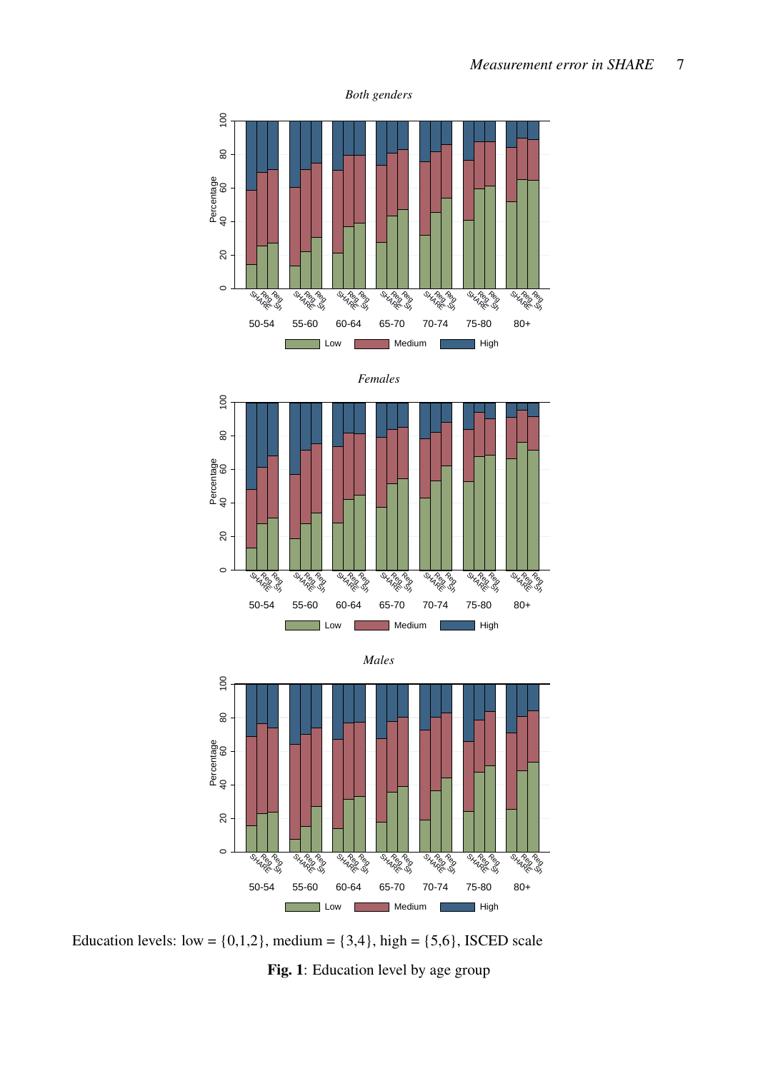Education levels: low = {0,1,2}, medium = {3,4}, high = {5,6}, ISCED scale

**Fig. 1**: Education level by age group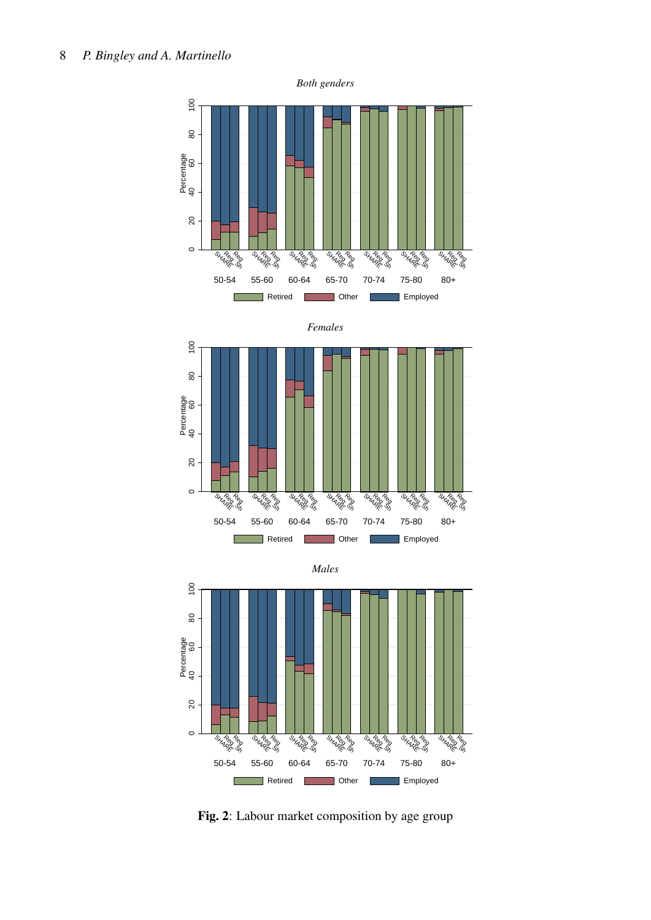**Fig. 2**: Labour market composition by age group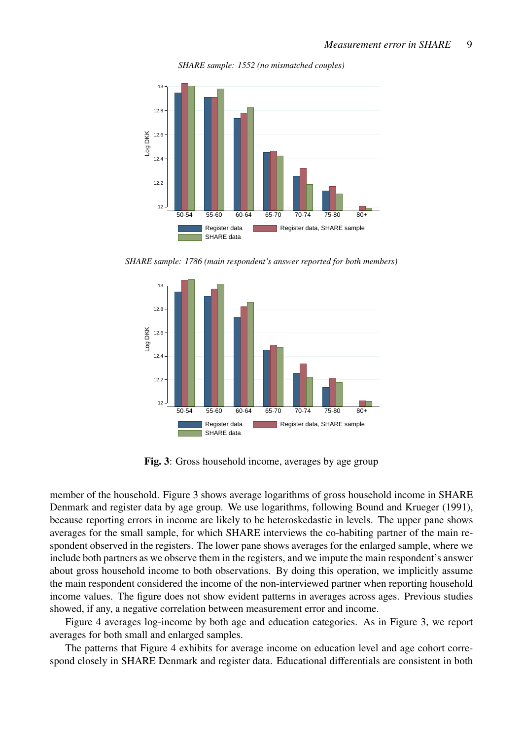*SHARE sample: 1552 (no mismatched couples)*

*SHARE sample: 1786 (main respondent's answer reported for both members)*

**Fig. 3**: Gross household income, averages by age group

member of the household. Figure 3 shows average logarithms of gross household income in SHARE Denmark and register data by age group. We use logarithms, following Bound and Krueger (1991), because reporting errors in income are likely to be heteroskedastic in levels. The upper pane shows averages for the small sample, for which SHARE interviews the co-habiting partner of the main respondent observed in the registers. The lower pane shows averages for the enlarged sample, where we include both partners as we observe them in the registers, and we impute the main respondent's answer about gross household income to both observations. By doing this operation, we implicitly assume the main respondent considered the income of the non-interviewed partner when reporting household income values. The figure does not show evident patterns in averages across ages. Previous studies showed, if any, a negative correlation between measurement error and income.

Figure 4 averages log-income by both age and education categories. As in Figure 3, we report averages for both small and enlarged samples.

The patterns that Figure 4 exhibits for average income on education level and age cohort correspond closely in SHARE Denmark and register data. Educational differentials are consistent in both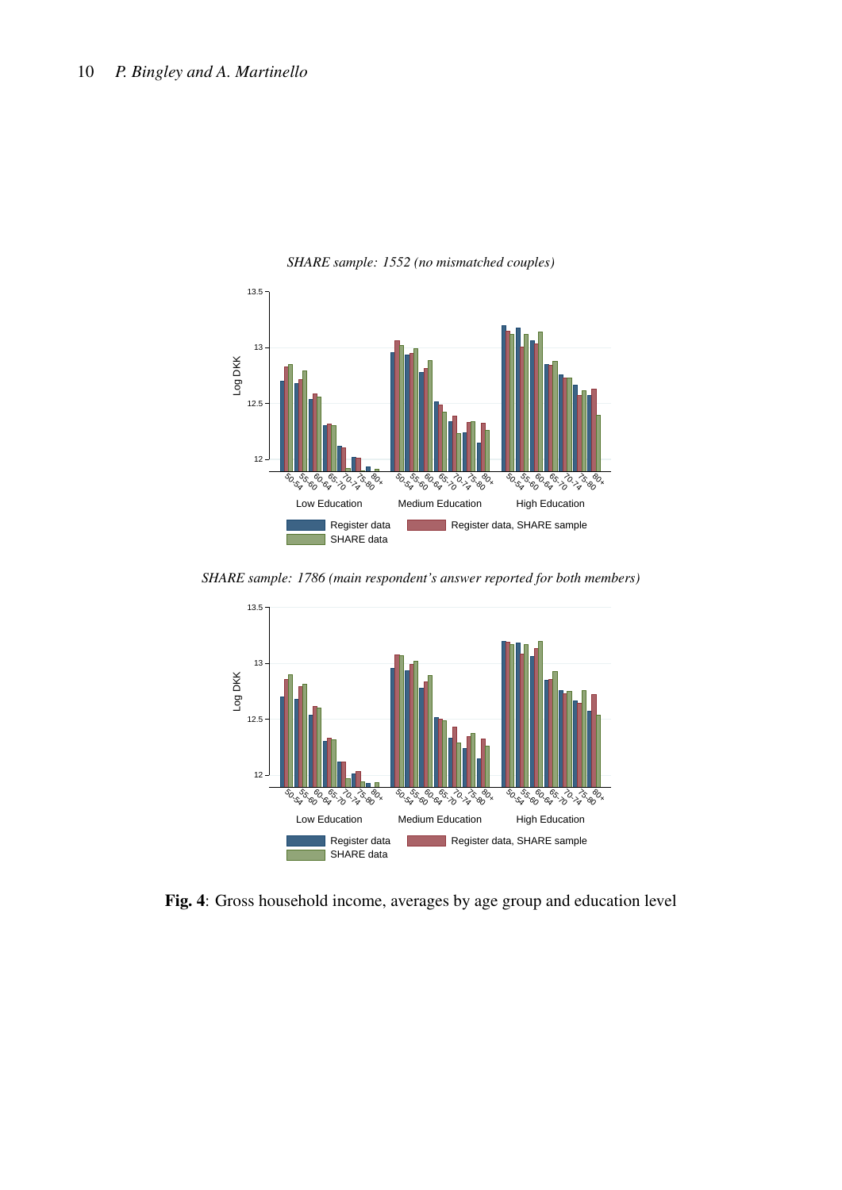*SHARE sample: 1552 (no mismatched couples)*

*SHARE sample: 1786 (main respondent's answer reported for both members)*

**Fig. 4**: Gross household income, averages by age group and education level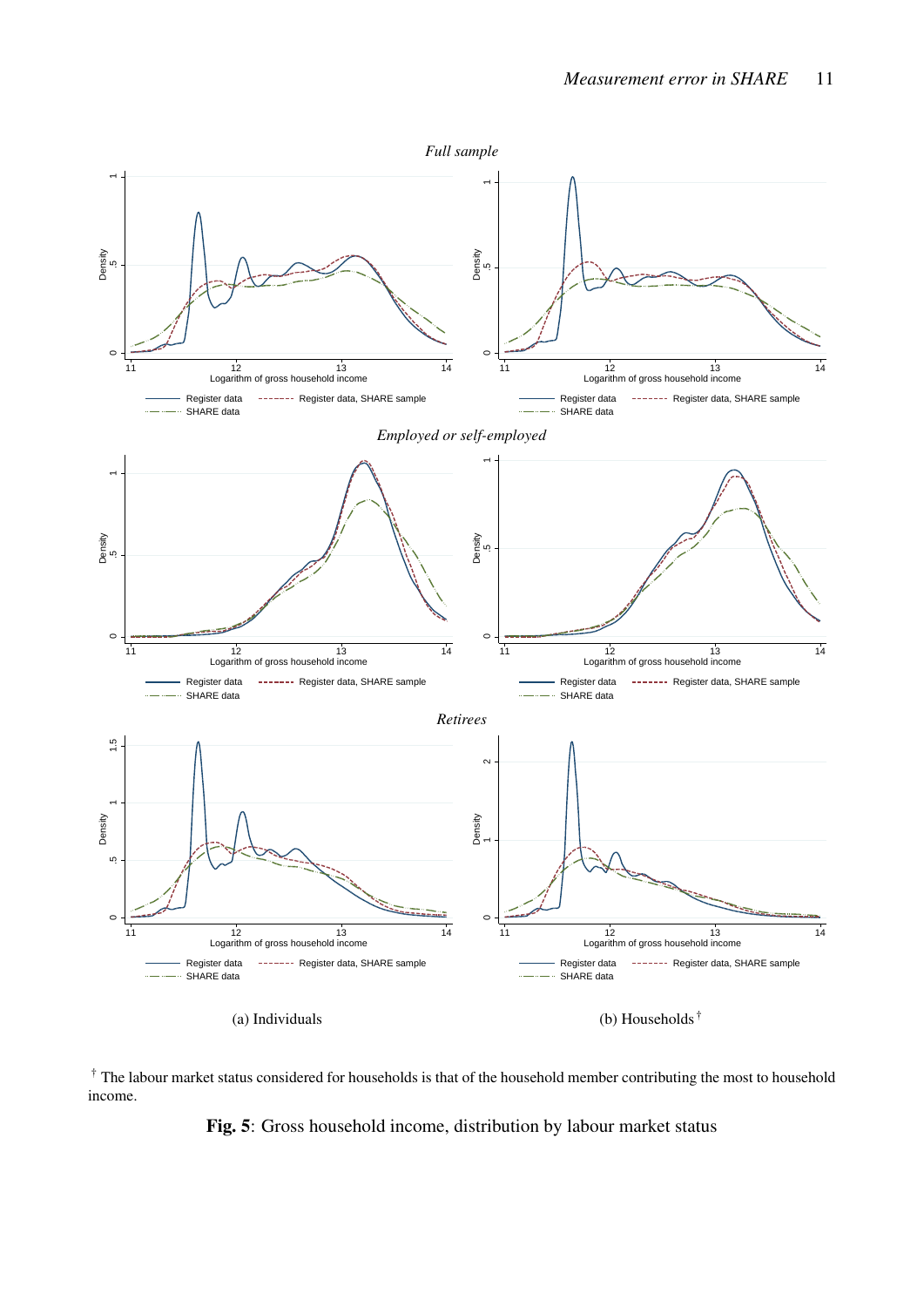*Full sample*

*Employed or self-employed*

*Retirees*

(a) Individuals

(b) Households †

† The labour market status considered for households is that of the household member contributing the most to household income.

**Fig. 5**: Gross household income, distribution by labour market status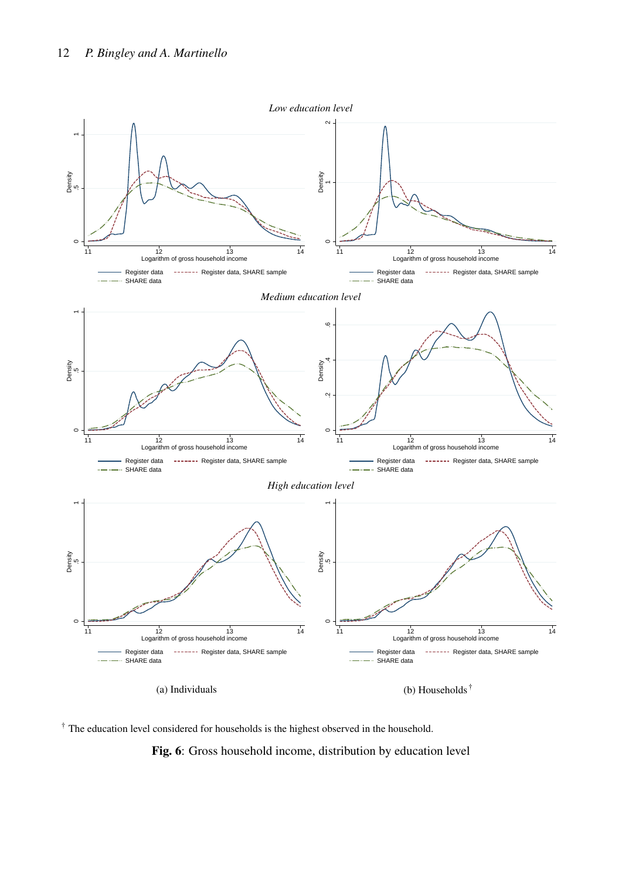*Low education level*

*Medium education level*

*High education level*

(a) Individuals

(b) Households[†]

[†] The education level considered for households is the highest observed in the household.

**Fig. 6**: Gross household income, distribution by education level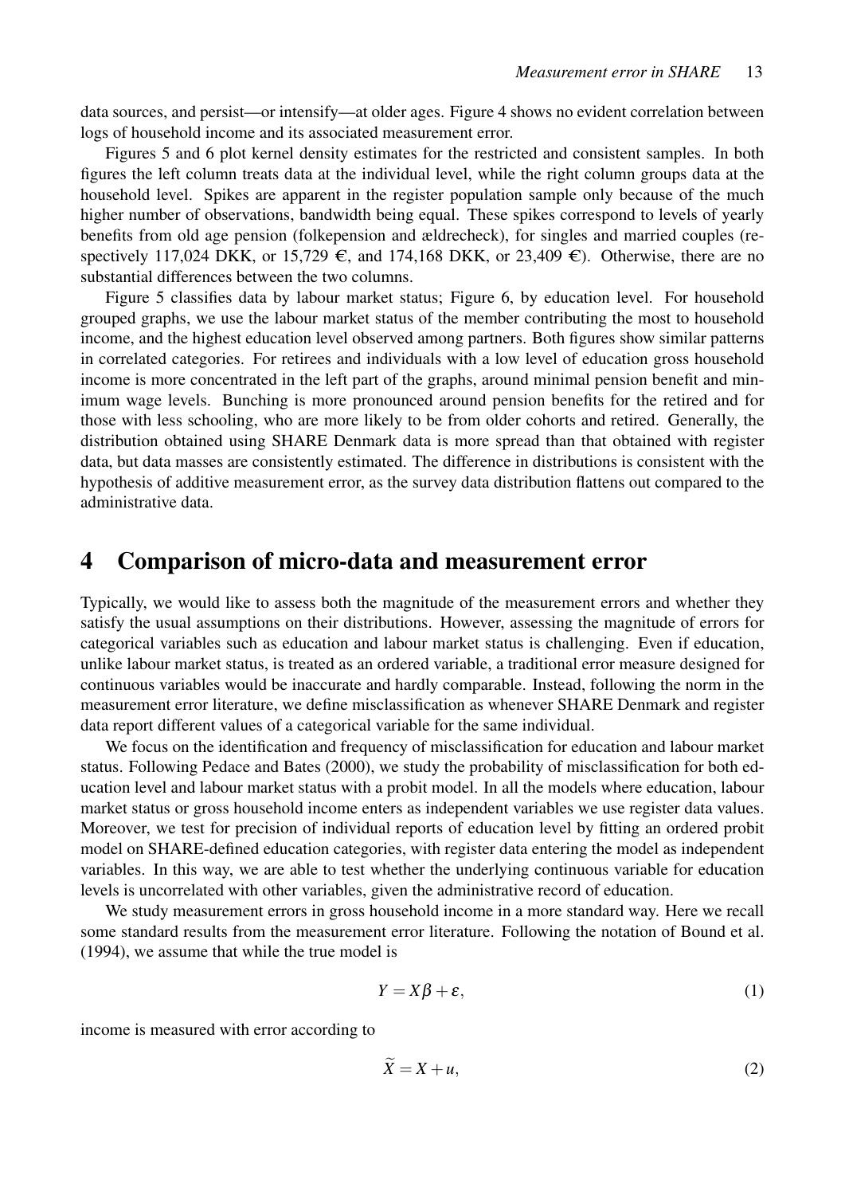data sources, and persist—or intensify—at older ages. Figure 4 shows no evident correlation between logs of household income and its associated measurement error.

Figures 5 and 6 plot kernel density estimates for the restricted and consistent samples. In both figures the left column treats data at the individual level, while the right column groups data at the household level. Spikes are apparent in the register population sample only because of the much higher number of observations, bandwidth being equal. These spikes correspond to levels of yearly benefits from old age pension (folkepension and ældrecheck), for singles and married couples (respectively 117,024 DKK, or 15,729 €, and 174,168 DKK, or 23,409 €). Otherwise, there are no substantial differences between the two columns.

Figure 5 classifies data by labour market status; Figure 6, by education level. For household grouped graphs, we use the labour market status of the member contributing the most to household income, and the highest education level observed among partners. Both figures show similar patterns in correlated categories. For retirees and individuals with a low level of education gross household income is more concentrated in the left part of the graphs, around minimal pension benefit and minimum wage levels. Bunching is more pronounced around pension benefits for the retired and for those with less schooling, who are more likely to be from older cohorts and retired. Generally, the distribution obtained using SHARE Denmark data is more spread than that obtained with register data, but data masses are consistently estimated. The difference in distributions is consistent with the hypothesis of additive measurement error, as the survey data distribution flattens out compared to the administrative data.

# 4 Comparison of micro-data and measurement error

Typically, we would like to assess both the magnitude of the measurement errors and whether they satisfy the usual assumptions on their distributions. However, assessing the magnitude of errors for categorical variables such as education and labour market status is challenging. Even if education, unlike labour market status, is treated as an ordered variable, a traditional error measure designed for continuous variables would be inaccurate and hardly comparable. Instead, following the norm in the measurement error literature, we define misclassification as whenever SHARE Denmark and register data report different values of a categorical variable for the same individual.

We focus on the identification and frequency of misclassification for education and labour market status. Following Pedace and Bates (2000), we study the probability of misclassification for both education level and labour market status with a probit model. In all the models where education, labour market status or gross household income enters as independent variables we use register data values. Moreover, we test for precision of individual reports of education level by fitting an ordered probit model on SHARE-defined education categories, with register data entering the model as independent variables. In this way, we are able to test whether the underlying continuous variable for education levels is uncorrelated with other variables, given the administrative record of education.

We study measurement errors in gross household income in a more standard way. Here we recall some standard results from the measurement error literature. Following the notation of Bound et al. (1994), we assume that while the true model is

$$Y = X\beta + \varepsilon, \tag{1}$$

income is measured with error according to

$$\widetilde{X} = X + u, \tag{2}$$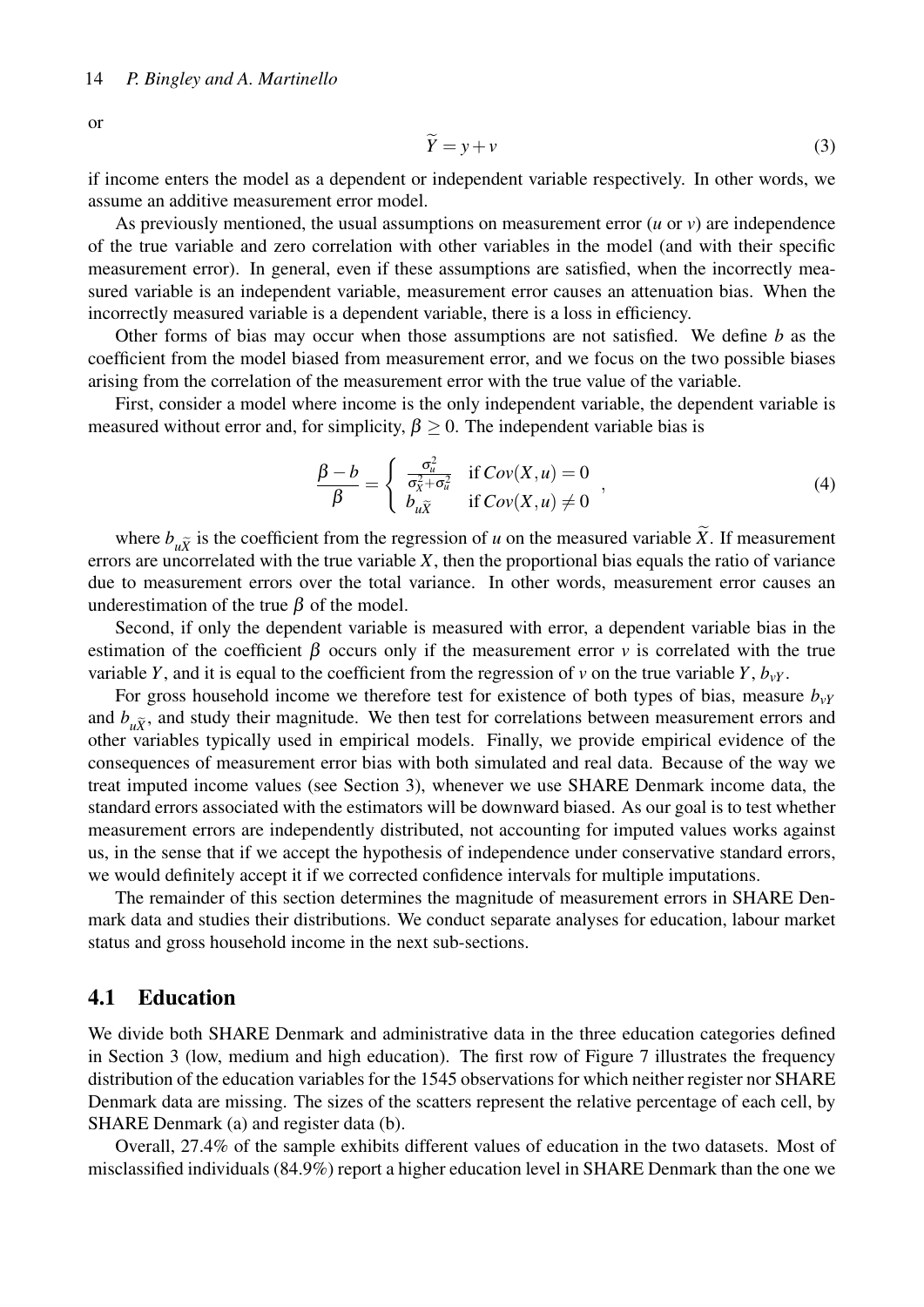or

$$\widetilde{Y} = y + v \tag{3}$$

if income enters the model as a dependent or independent variable respectively. In other words, we assume an additive measurement error model.

As previously mentioned, the usual assumptions on measurement error ($u$ or $v$) are independence of the true variable and zero correlation with other variables in the model (and with their specific measurement error). In general, even if these assumptions are satisfied, when the incorrectly measured variable is an independent variable, measurement error causes an attenuation bias. When the incorrectly measured variable is a dependent variable, there is a loss in efficiency.

Other forms of bias may occur when those assumptions are not satisfied. We define $b$ as the coefficient from the model biased from measurement error, and we focus on the two possible biases arising from the correlation of the measurement error with the true value of the variable.

First, consider a model where income is the only independent variable, the dependent variable is measured without error and, for simplicity, $\beta \geq 0$. The independent variable bias is

$$\frac{\beta - b}{\beta} = \begin{cases} \frac{\sigma_u^2}{\sigma_X^2 + \sigma_u^2} & \text{if } Cov(X,u) = 0 \\ b_{u\widetilde{X}} & \text{if } Cov(X,u) \neq 0 \end{cases}, \tag{4}$$

where $b_{u\widetilde{X}}$ is the coefficient from the regression of $u$ on the measured variable $\widetilde{X}$. If measurement errors are uncorrelated with the true variable $X$, then the proportional bias equals the ratio of variance due to measurement errors over the total variance. In other words, measurement error causes an underestimation of the true $\beta$ of the model.

Second, if only the dependent variable is measured with error, a dependent variable bias in the estimation of the coefficient $\beta$ occurs only if the measurement error $v$ is correlated with the true variable $Y$, and it is equal to the coefficient from the regression of $v$ on the true variable $Y$, $b_{vY}$.

For gross household income we therefore test for existence of both types of bias, measure $b_{vY}$ and $b_{u\widetilde{X}}$, and study their magnitude. We then test for correlations between measurement errors and other variables typically used in empirical models. Finally, we provide empirical evidence of the consequences of measurement error bias with both simulated and real data. Because of the way we treat imputed income values (see Section 3), whenever we use SHARE Denmark income data, the standard errors associated with the estimators will be downward biased. As our goal is to test whether measurement errors are independently distributed, not accounting for imputed values works against us, in the sense that if we accept the hypothesis of independence under conservative standard errors, we would definitely accept it if we corrected confidence intervals for multiple imputations.

The remainder of this section determines the magnitude of measurement errors in SHARE Denmark data and studies their distributions. We conduct separate analyses for education, labour market status and gross household income in the next sub-sections.

## 4.1 Education

We divide both SHARE Denmark and administrative data in the three education categories defined in Section 3 (low, medium and high education). The first row of Figure 7 illustrates the frequency distribution of the education variables for the 1545 observations for which neither register nor SHARE Denmark data are missing. The sizes of the scatters represent the relative percentage of each cell, by SHARE Denmark (a) and register data (b).

Overall, 27.4% of the sample exhibits different values of education in the two datasets. Most of misclassified individuals (84.9%) report a higher education level in SHARE Denmark than the one we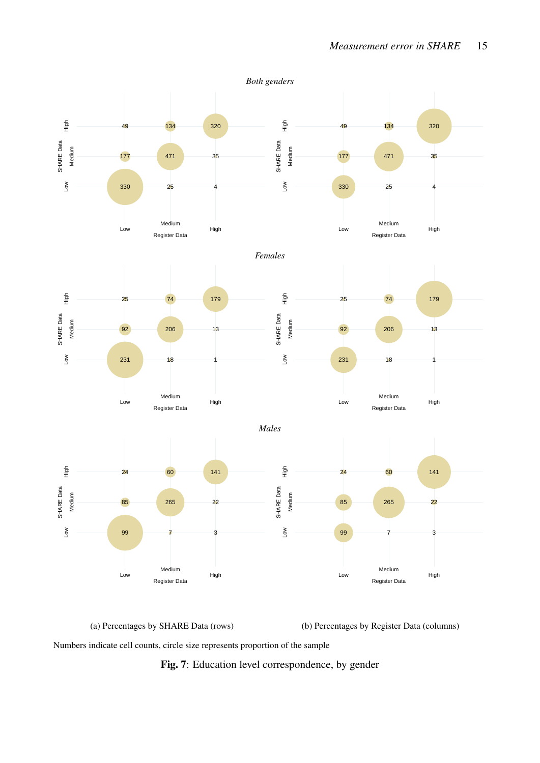*Both genders*

| SHARE Data \ Register Data | Low | Medium | High |
| --- | --- | --- | --- |
| High | 49 | 134 | 320 |
| Medium | 177 | 471 | 35 |
| Low | 330 | 25 | 4 |

*Females*

| SHARE Data \ Register Data | Low | Medium | High |
| --- | --- | --- | --- |
| High | 25 | 74 | 179 |
| Medium | 92 | 206 | 13 |
| Low | 231 | 18 | 1 |

*Males*

| SHARE Data \ Register Data | Low | Medium | High |
| --- | --- | --- | --- |
| High | 24 | 60 | 141 |
| Medium | 85 | 265 | 22 |
| Low | 99 | 7 | 3 |

(a) Percentages by SHARE Data (rows)

(b) Percentages by Register Data (columns)

Numbers indicate cell counts, circle size represents proportion of the sample

**Fig. 7**: Education level correspondence, by gender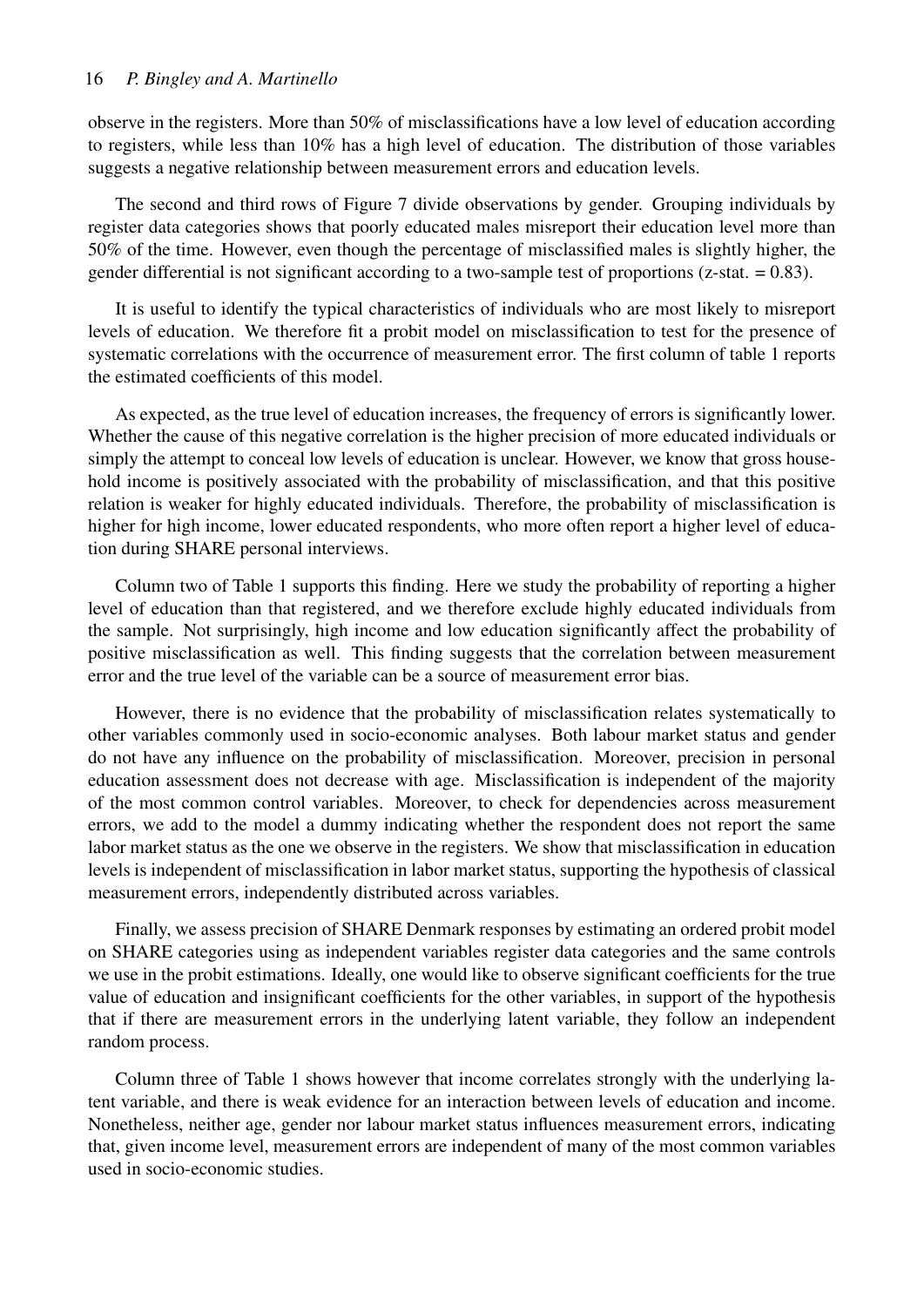observe in the registers. More than 50% of misclassifications have a low level of education according to registers, while less than 10% has a high level of education. The distribution of those variables suggests a negative relationship between measurement errors and education levels.

The second and third rows of Figure 7 divide observations by gender. Grouping individuals by register data categories shows that poorly educated males misreport their education level more than 50% of the time. However, even though the percentage of misclassified males is slightly higher, the gender differential is not significant according to a two-sample test of proportions (z-stat. = 0.83).

It is useful to identify the typical characteristics of individuals who are most likely to misreport levels of education. We therefore fit a probit model on misclassification to test for the presence of systematic correlations with the occurrence of measurement error. The first column of table 1 reports the estimated coefficients of this model.

As expected, as the true level of education increases, the frequency of errors is significantly lower. Whether the cause of this negative correlation is the higher precision of more educated individuals or simply the attempt to conceal low levels of education is unclear. However, we know that gross household income is positively associated with the probability of misclassification, and that this positive relation is weaker for highly educated individuals. Therefore, the probability of misclassification is higher for high income, lower educated respondents, who more often report a higher level of education during SHARE personal interviews.

Column two of Table 1 supports this finding. Here we study the probability of reporting a higher level of education than that registered, and we therefore exclude highly educated individuals from the sample. Not surprisingly, high income and low education significantly affect the probability of positive misclassification as well. This finding suggests that the correlation between measurement error and the true level of the variable can be a source of measurement error bias.

However, there is no evidence that the probability of misclassification relates systematically to other variables commonly used in socio-economic analyses. Both labour market status and gender do not have any influence on the probability of misclassification. Moreover, precision in personal education assessment does not decrease with age. Misclassification is independent of the majority of the most common control variables. Moreover, to check for dependencies across measurement errors, we add to the model a dummy indicating whether the respondent does not report the same labor market status as the one we observe in the registers. We show that misclassification in education levels is independent of misclassification in labor market status, supporting the hypothesis of classical measurement errors, independently distributed across variables.

Finally, we assess precision of SHARE Denmark responses by estimating an ordered probit model on SHARE categories using as independent variables register data categories and the same controls we use in the probit estimations. Ideally, one would like to observe significant coefficients for the true value of education and insignificant coefficients for the other variables, in support of the hypothesis that if there are measurement errors in the underlying latent variable, they follow an independent random process.

Column three of Table 1 shows however that income correlates strongly with the underlying latent variable, and there is weak evidence for an interaction between levels of education and income. Nonetheless, neither age, gender nor labour market status influences measurement errors, indicating that, given income level, measurement errors are independent of many of the most common variables used in socio-economic studies.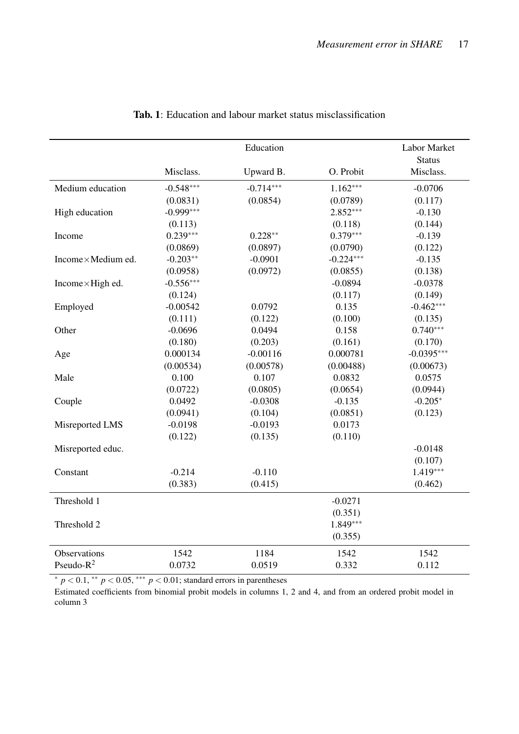**Tab. 1**: Education and labour market status misclassification

| | Education | | | Labor Market Status |
|---|---|---|---|---|
| | Misclass. | Upward B. | O. Probit | Misclass. |
| Medium education | -0.548*** | -0.714*** | 1.162*** | -0.0706 |
| | (0.0831) | (0.0854) | (0.0789) | (0.117) |
| High education | -0.999*** | | 2.852*** | -0.130 |
| | (0.113) | | (0.118) | (0.144) |
| Income | 0.239*** | 0.228** | 0.379*** | -0.139 |
| | (0.0869) | (0.0897) | (0.0790) | (0.122) |
| Income×Medium ed. | -0.203** | -0.0901 | -0.224*** | -0.135 |
| | (0.0958) | (0.0972) | (0.0855) | (0.138) |
| Income×High ed. | -0.556*** | | -0.0894 | -0.0378 |
| | (0.124) | | (0.117) | (0.149) |
| Employed | -0.00542 | 0.0792 | 0.135 | -0.462*** |
| | (0.111) | (0.122) | (0.100) | (0.135) |
| Other | -0.0696 | 0.0494 | 0.158 | 0.740*** |
| | (0.180) | (0.203) | (0.161) | (0.170) |
| Age | 0.000134 | -0.00116 | 0.000781 | -0.0395*** |
| | (0.00534) | (0.00578) | (0.00488) | (0.00673) |
| Male | 0.100 | 0.107 | 0.0832 | 0.0575 |
| | (0.0722) | (0.0805) | (0.0654) | (0.0944) |
| Couple | 0.0492 | -0.0308 | -0.135 | -0.205* |
| | (0.0941) | (0.104) | (0.0851) | (0.123) |
| Misreported LMS | -0.0198 | -0.0193 | 0.0173 | |
| | (0.122) | (0.135) | (0.110) | |
| Misreported educ. | | | | -0.0148 |
| | | | | (0.107) |
| Constant | -0.214 | -0.110 | | 1.419*** |
| | (0.383) | (0.415) | | (0.462) |
| Threshold 1 | | | -0.0271 | |
| | | | (0.351) | |
| Threshold 2 | | | 1.849*** | |
| | | | (0.355) | |
| Observations | 1542 | 1184 | 1542 | 1542 |
| Pseudo-$R^2$ | 0.0732 | 0.0519 | 0.332 | 0.112 |

* $p < 0.1$, ** $p < 0.05$, *** $p < 0.01$; standard errors in parentheses

Estimated coefficients from binomial probit models in columns 1, 2 and 4, and from an ordered probit model in column 3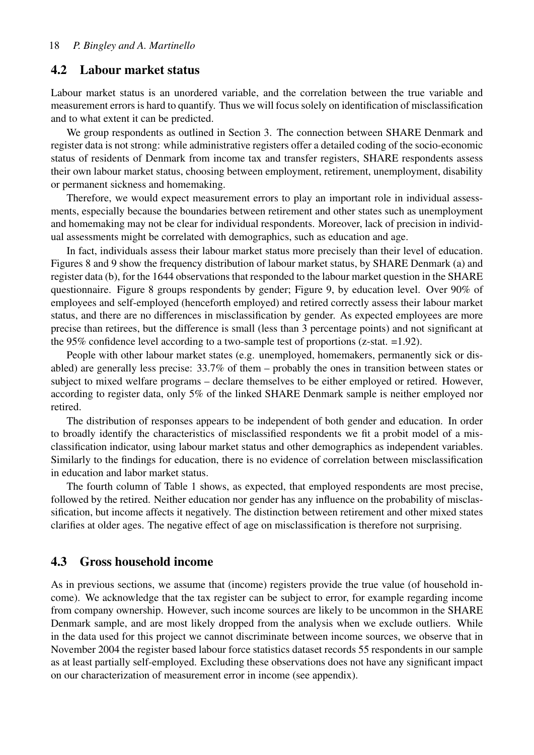## 4.2 Labour market status

Labour market status is an unordered variable, and the correlation between the true variable and measurement errors is hard to quantify. Thus we will focus solely on identification of misclassification and to what extent it can be predicted.

We group respondents as outlined in Section 3. The connection between SHARE Denmark and register data is not strong: while administrative registers offer a detailed coding of the socio-economic status of residents of Denmark from income tax and transfer registers, SHARE respondents assess their own labour market status, choosing between employment, retirement, unemployment, disability or permanent sickness and homemaking.

Therefore, we would expect measurement errors to play an important role in individual assessments, especially because the boundaries between retirement and other states such as unemployment and homemaking may not be clear for individual respondents. Moreover, lack of precision in individual assessments might be correlated with demographics, such as education and age.

In fact, individuals assess their labour market status more precisely than their level of education. Figures 8 and 9 show the frequency distribution of labour market status, by SHARE Denmark (a) and register data (b), for the 1644 observations that responded to the labour market question in the SHARE questionnaire. Figure 8 groups respondents by gender; Figure 9, by education level. Over 90% of employees and self-employed (henceforth employed) and retired correctly assess their labour market status, and there are no differences in misclassification by gender. As expected employees are more precise than retirees, but the difference is small (less than 3 percentage points) and not significant at the 95% confidence level according to a two-sample test of proportions (z-stat. =1.92).

People with other labour market states (e.g. unemployed, homemakers, permanently sick or disabled) are generally less precise: 33.7% of them – probably the ones in transition between states or subject to mixed welfare programs – declare themselves to be either employed or retired. However, according to register data, only 5% of the linked SHARE Denmark sample is neither employed nor retired.

The distribution of responses appears to be independent of both gender and education. In order to broadly identify the characteristics of misclassified respondents we fit a probit model of a misclassification indicator, using labour market status and other demographics as independent variables. Similarly to the findings for education, there is no evidence of correlation between misclassification in education and labor market status.

The fourth column of Table 1 shows, as expected, that employed respondents are most precise, followed by the retired. Neither education nor gender has any influence on the probability of misclassification, but income affects it negatively. The distinction between retirement and other mixed states clarifies at older ages. The negative effect of age on misclassification is therefore not surprising.

## 4.3 Gross household income

As in previous sections, we assume that (income) registers provide the true value (of household income). We acknowledge that the tax register can be subject to error, for example regarding income from company ownership. However, such income sources are likely to be uncommon in the SHARE Denmark sample, and are most likely dropped from the analysis when we exclude outliers. While in the data used for this project we cannot discriminate between income sources, we observe that in November 2004 the register based labour force statistics dataset records 55 respondents in our sample as at least partially self-employed. Excluding these observations does not have any significant impact on our characterization of measurement error in income (see appendix).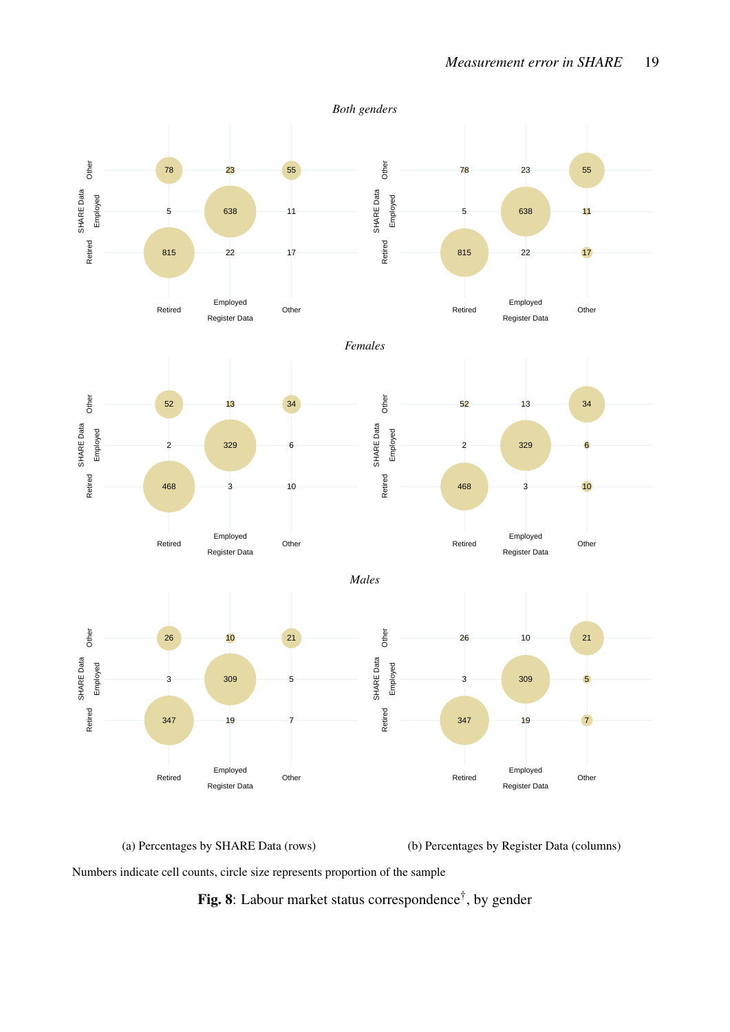*Both genders*

| SHARE Data \ Register Data | Retired | Employed | Other |
|---|---|---|---|
| Other | 78 | 23 | 55 |
| Employed | 5 | 638 | 11 |
| Retired | 815 | 22 | 17 |

*Females*

| SHARE Data \ Register Data | Retired | Employed | Other |
|---|---|---|---|
| Other | 52 | 13 | 34 |
| Employed | 2 | 329 | 6 |
| Retired | 468 | 3 | 10 |

*Males*

| SHARE Data \ Register Data | Retired | Employed | Other |
|---|---|---|---|
| Other | 26 | 10 | 21 |
| Employed | 3 | 309 | 5 |
| Retired | 347 | 19 | 7 |

(a) Percentages by SHARE Data (rows) (b) Percentages by Register Data (columns)

Numbers indicate cell counts, circle size represents proportion of the sample

**Fig. 8**: Labour market status correspondence†, by gender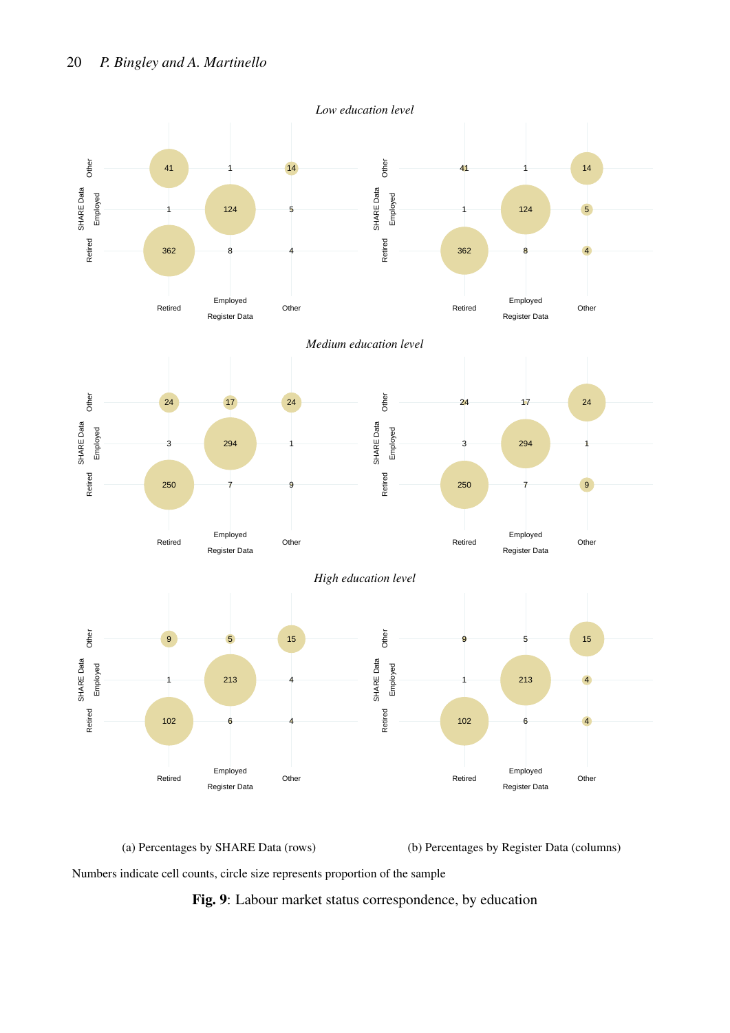*Low education level*

| SHARE Data \ Register Data | Retired | Employed | Other |
|---|---|---|---|
| Other | 41 | 1 | 14 |
| Employed | 1 | 124 | 5 |
| Retired | 362 | 8 | 4 |

*Medium education level*

| SHARE Data \ Register Data | Retired | Employed | Other |
|---|---|---|---|
| Other | 24 | 17 | 24 |
| Employed | 3 | 294 | 1 |
| Retired | 250 | 7 | 9 |

*High education level*

| SHARE Data \ Register Data | Retired | Employed | Other |
|---|---|---|---|
| Other | 9 | 5 | 15 |
| Employed | 1 | 213 | 4 |
| Retired | 102 | 6 | 4 |

(a) Percentages by SHARE Data (rows)

(b) Percentages by Register Data (columns)

Numbers indicate cell counts, circle size represents proportion of the sample

**Fig. 9**: Labour market status correspondence, by education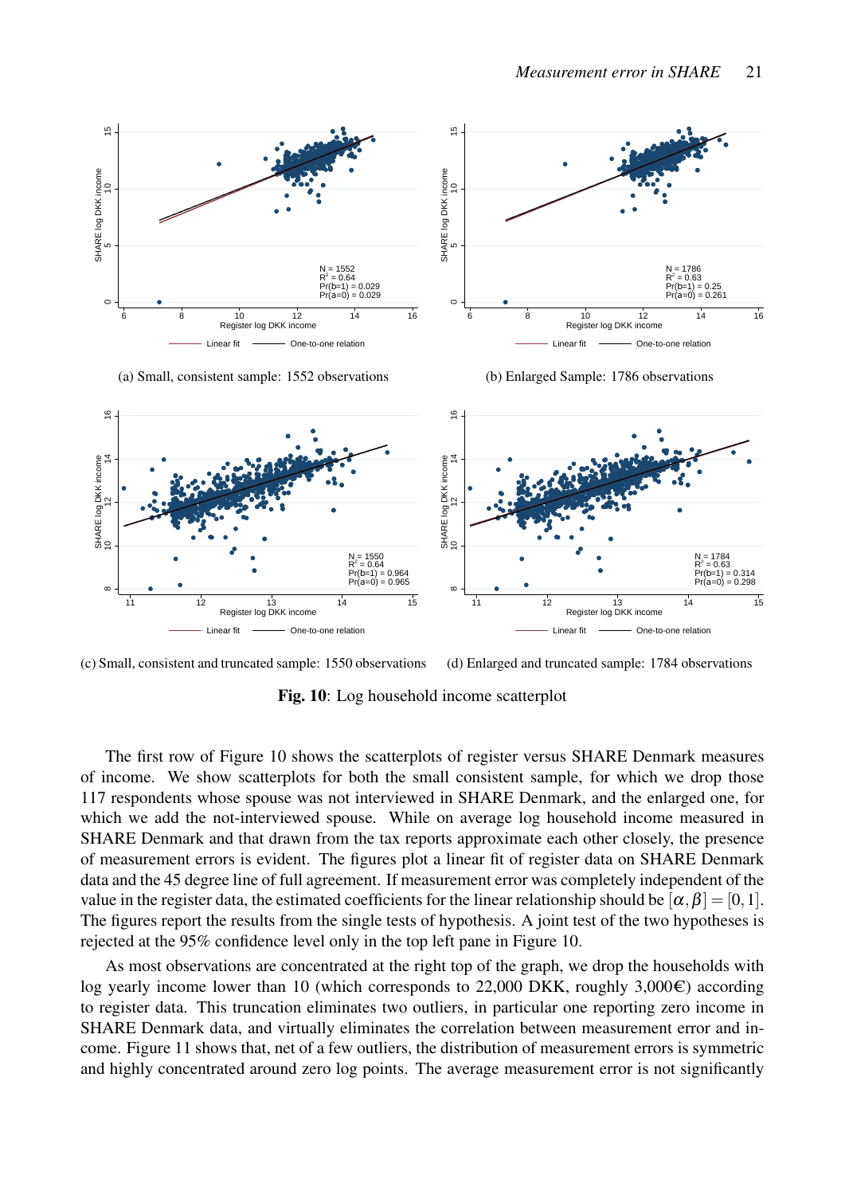(a) Small, consistent sample: 1552 observations

(b) Enlarged Sample: 1786 observations

(c) Small, consistent and truncated sample: 1550 observations

(d) Enlarged and truncated sample: 1784 observations

**Fig. 10**: Log household income scatterplot

The first row of Figure 10 shows the scatterplots of register versus SHARE Denmark measures of income. We show scatterplots for both the small consistent sample, for which we drop those 117 respondents whose spouse was not interviewed in SHARE Denmark, and the enlarged one, for which we add the not-interviewed spouse. While on average log household income measured in SHARE Denmark and that drawn from the tax reports approximate each other closely, the presence of measurement errors is evident. The figures plot a linear fit of register data on SHARE Denmark data and the 45 degree line of full agreement. If measurement error was completely independent of the value in the register data, the estimated coefficients for the linear relationship should be $[\alpha, \beta] = [0, 1]$. The figures report the results from the single tests of hypothesis. A joint test of the two hypotheses is rejected at the 95% confidence level only in the top left pane in Figure 10.

As most observations are concentrated at the right top of the graph, we drop the households with log yearly income lower than 10 (which corresponds to 22,000 DKK, roughly 3,000€) according to register data. This truncation eliminates two outliers, in particular one reporting zero income in SHARE Denmark data, and virtually eliminates the correlation between measurement error and income. Figure 11 shows that, net of a few outliers, the distribution of measurement errors is symmetric and highly concentrated around zero log points. The average measurement error is not significantly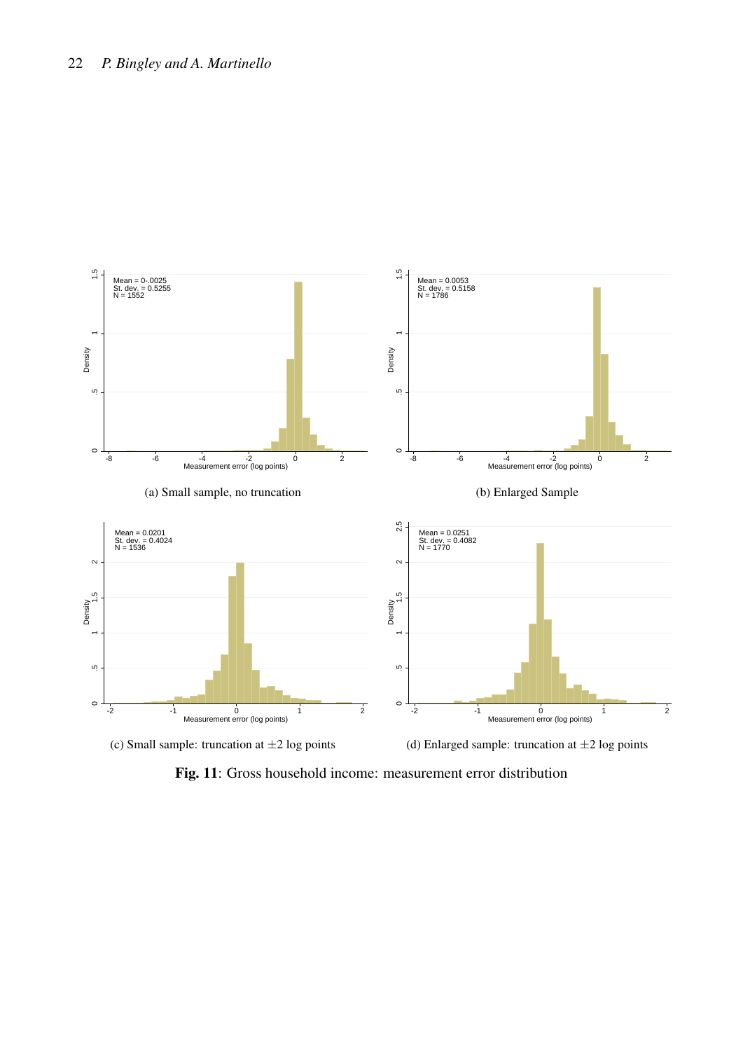(a) Small sample, no truncation

(b) Enlarged Sample

(c) Small sample: truncation at $\pm 2$ log points

(d) Enlarged sample: truncation at $\pm 2$ log points

**Fig. 11**: Gross household income: measurement error distribution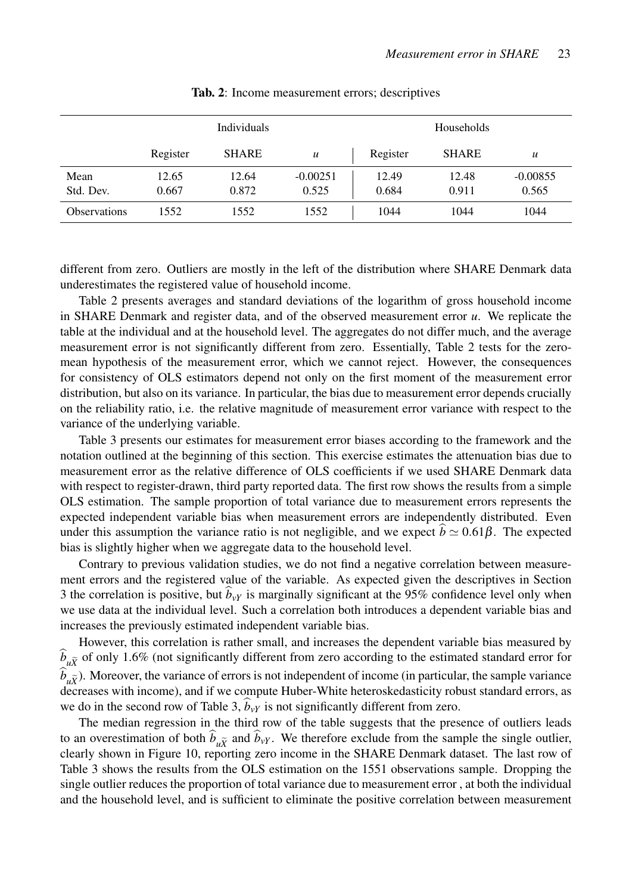**Tab. 2**: Income measurement errors; descriptives

| | Individuals | | | Households | | |
|---|---|---|---|---|---|---|
| | Register | SHARE | $u$ | Register | SHARE | $u$ |
| Mean | 12.65 | 12.64 | -0.00251 | 12.49 | 12.48 | -0.00855 |
| Std. Dev. | 0.667 | 0.872 | 0.525 | 0.684 | 0.911 | 0.565 |
| Observations | 1552 | 1552 | 1552 | 1044 | 1044 | 1044 |

different from zero. Outliers are mostly in the left of the distribution where SHARE Denmark data underestimates the registered value of household income.

Table 2 presents averages and standard deviations of the logarithm of gross household income in SHARE Denmark and register data, and of the observed measurement error $u$. We replicate the table at the individual and at the household level. The aggregates do not differ much, and the average measurement error is not significantly different from zero. Essentially, Table 2 tests for the zero-mean hypothesis of the measurement error, which we cannot reject. However, the consequences for consistency of OLS estimators depend not only on the first moment of the measurement error distribution, but also on its variance. In particular, the bias due to measurement error depends crucially on the reliability ratio, i.e. the relative magnitude of measurement error variance with respect to the variance of the underlying variable.

Table 3 presents our estimates for measurement error biases according to the framework and the notation outlined at the beginning of this section. This exercise estimates the attenuation bias due to measurement error as the relative difference of OLS coefficients if we used SHARE Denmark data with respect to register-drawn, third party reported data. The first row shows the results from a simple OLS estimation. The sample proportion of total variance due to measurement errors represents the expected independent variable bias when measurement errors are independently distributed. Even under this assumption the variance ratio is not negligible, and we expect $\widehat{b} \simeq 0.61\beta$. The expected bias is slightly higher when we aggregate data to the household level.

Contrary to previous validation studies, we do not find a negative correlation between measurement errors and the registered value of the variable. As expected given the descriptives in Section 3 the correlation is positive, but $\widehat{b}_{vY}$ is marginally significant at the 95% confidence level only when we use data at the individual level. Such a correlation both introduces a dependent variable bias and increases the previously estimated independent variable bias.

However, this correlation is rather small, and increases the dependent variable bias measured by $\widehat{b}_{u\widetilde{X}}$ of only 1.6% (not significantly different from zero according to the estimated standard error for $\widehat{b}_{u\widetilde{X}}$). Moreover, the variance of errors is not independent of income (in particular, the sample variance decreases with income), and if we compute Huber-White heteroskedasticity robust standard errors, as we do in the second row of Table 3, $\widehat{b}_{vY}$ is not significantly different from zero.

The median regression in the third row of the table suggests that the presence of outliers leads to an overestimation of both $\widehat{b}_{u\widetilde{X}}$ and $\widehat{b}_{vY}$. We therefore exclude from the sample the single outlier, clearly shown in Figure 10, reporting zero income in the SHARE Denmark dataset. The last row of Table 3 shows the results from the OLS estimation on the 1551 observations sample. Dropping the single outlier reduces the proportion of total variance due to measurement error , at both the individual and the household level, and is sufficient to eliminate the positive correlation between measurement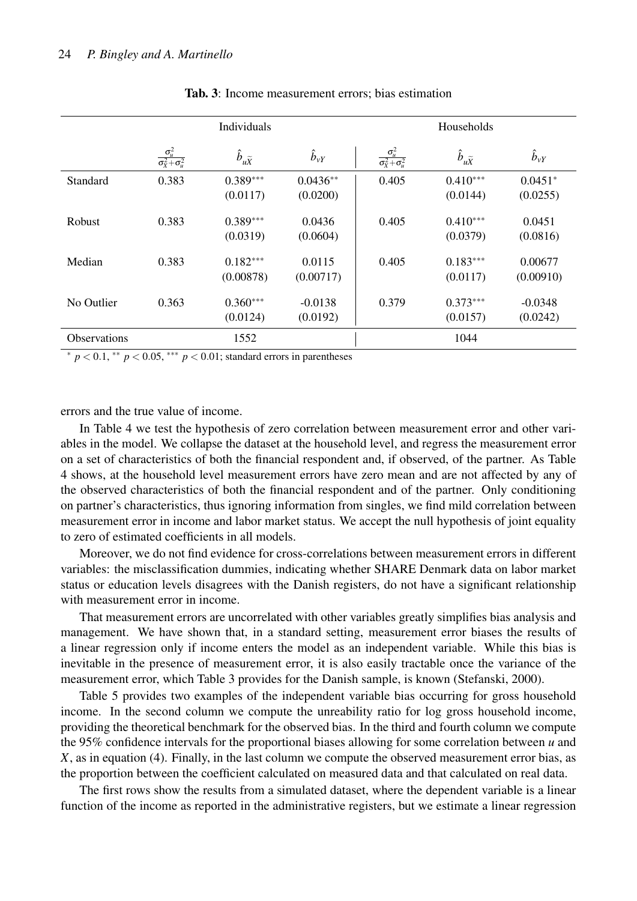**Tab. 3**: Income measurement errors; bias estimation

| | Individuals | | | Households | | |
|---|---|---|---|---|---|---|
| | $\frac{\sigma_u^2}{\sigma_X^2+\sigma_u^2}$ | $\hat{b}_{u\tilde{X}}$ | $\hat{b}_{vY}$ | $\frac{\sigma_u^2}{\sigma_X^2+\sigma_u^2}$ | $\hat{b}_{u\tilde{X}}$ | $\hat{b}_{vY}$ |
| Standard | 0.383 | 0.389*** (0.0117) | 0.0436** (0.0200) | 0.405 | 0.410*** (0.0144) | 0.0451* (0.0255) |
| Robust | 0.383 | 0.389*** (0.0319) | 0.0436 (0.0604) | 0.405 | 0.410*** (0.0379) | 0.0451 (0.0816) |
| Median | 0.383 | 0.182*** (0.00878) | 0.0115 (0.00717) | 0.405 | 0.183*** (0.0117) | 0.00677 (0.00910) |
| No Outlier | 0.363 | 0.360*** (0.0124) | -0.0138 (0.0192) | 0.379 | 0.373*** (0.0157) | -0.0348 (0.0242) |
| Observations | | 1552 | | | 1044 | |

* $p < 0.1$, ** $p < 0.05$, *** $p < 0.01$; standard errors in parentheses

errors and the true value of income.

In Table 4 we test the hypothesis of zero correlation between measurement error and other variables in the model. We collapse the dataset at the household level, and regress the measurement error on a set of characteristics of both the financial respondent and, if observed, of the partner. As Table 4 shows, at the household level measurement errors have zero mean and are not affected by any of the observed characteristics of both the financial respondent and of the partner. Only conditioning on partner's characteristics, thus ignoring information from singles, we find mild correlation between measurement error in income and labor market status. We accept the null hypothesis of joint equality to zero of estimated coefficients in all models.

Moreover, we do not find evidence for cross-correlations between measurement errors in different variables: the misclassification dummies, indicating whether SHARE Denmark data on labor market status or education levels disagrees with the Danish registers, do not have a significant relationship with measurement error in income.

That measurement errors are uncorrelated with other variables greatly simplifies bias analysis and management. We have shown that, in a standard setting, measurement error biases the results of a linear regression only if income enters the model as an independent variable. While this bias is inevitable in the presence of measurement error, it is also easily tractable once the variance of the measurement error, which Table 3 provides for the Danish sample, is known (Stefanski, 2000).

Table 5 provides two examples of the independent variable bias occurring for gross household income. In the second column we compute the unreability ratio for log gross household income, providing the theoretical benchmark for the observed bias. In the third and fourth column we compute the 95% confidence intervals for the proportional biases allowing for some correlation between $u$ and $X$, as in equation (4). Finally, in the last column we compute the observed measurement error bias, as the proportion between the coefficient calculated on measured data and that calculated on real data.

The first rows show the results from a simulated dataset, where the dependent variable is a linear function of the income as reported in the administrative registers, but we estimate a linear regression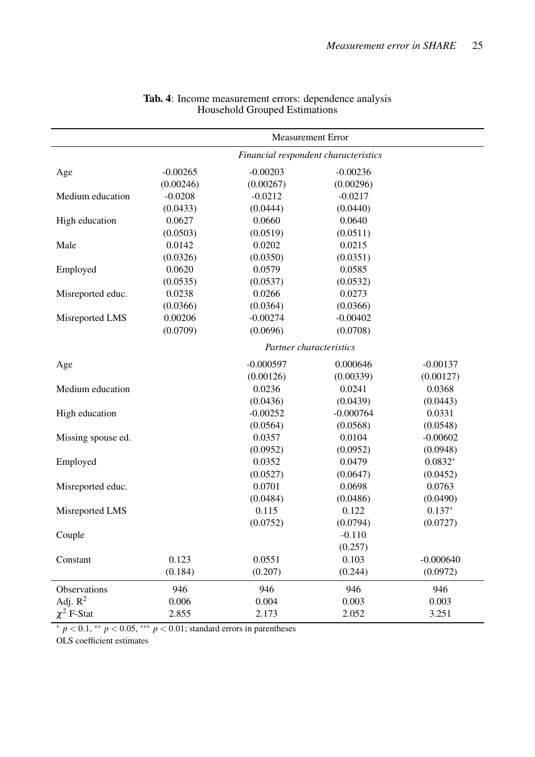**Tab. 4**: Income measurement errors: dependence analysis
Household Grouped Estimations

| | Measurement Error | | | |
|---|---|---|---|---|
| | *Financial respondent characteristics* | | | |
| Age | -0.00265 | -0.00203 | -0.00236 | |
| | (0.00246) | (0.00267) | (0.00296) | |
| Medium education | -0.0208 | -0.0212 | -0.0217 | |
| | (0.0433) | (0.0444) | (0.0440) | |
| High education | 0.0627 | 0.0660 | 0.0640 | |
| | (0.0503) | (0.0519) | (0.0511) | |
| Male | 0.0142 | 0.0202 | 0.0215 | |
| | (0.0326) | (0.0350) | (0.0351) | |
| Employed | 0.0620 | 0.0579 | 0.0585 | |
| | (0.0535) | (0.0537) | (0.0532) | |
| Misreported educ. | 0.0238 | 0.0266 | 0.0273 | |
| | (0.0366) | (0.0364) | (0.0366) | |
| Misreported LMS | 0.00206 | -0.00274 | -0.00402 | |
| | (0.0709) | (0.0696) | (0.0708) | |
| | *Partner characteristics* | | | |
| Age | | -0.000597 | 0.000646 | -0.00137 |
| | | (0.00126) | (0.00339) | (0.00127) |
| Medium education | | 0.0236 | 0.0241 | 0.0368 |
| | | (0.0436) | (0.0439) | (0.0443) |
| High education | | -0.00252 | -0.000764 | 0.0331 |
| | | (0.0564) | (0.0568) | (0.0548) |
| Missing spouse ed. | | 0.0357 | 0.0104 | -0.00602 |
| | | (0.0952) | (0.0952) | (0.0948) |
| Employed | | 0.0352 | 0.0479 | 0.0832* |
| | | (0.0527) | (0.0647) | (0.0452) |
| Misreported educ. | | 0.0701 | 0.0698 | 0.0763 |
| | | (0.0484) | (0.0486) | (0.0490) |
| Misreported LMS | | 0.115 | 0.122 | 0.137* |
| | | (0.0752) | (0.0794) | (0.0727) |
| Couple | | | -0.110 | |
| | | | (0.257) | |
| Constant | 0.123 | 0.0551 | 0.103 | -0.000640 |
| | (0.184) | (0.207) | (0.244) | (0.0972) |
| Observations | 946 | 946 | 946 | 946 |
| Adj. $R^2$ | 0.006 | 0.004 | 0.003 | 0.003 |
| $\chi^2$ F-Stat | 2.855 | 2.173 | 2.052 | 3.251 |

* $p < 0.1$, ** $p < 0.05$, *** $p < 0.01$; standard errors in parentheses
OLS coefficient estimates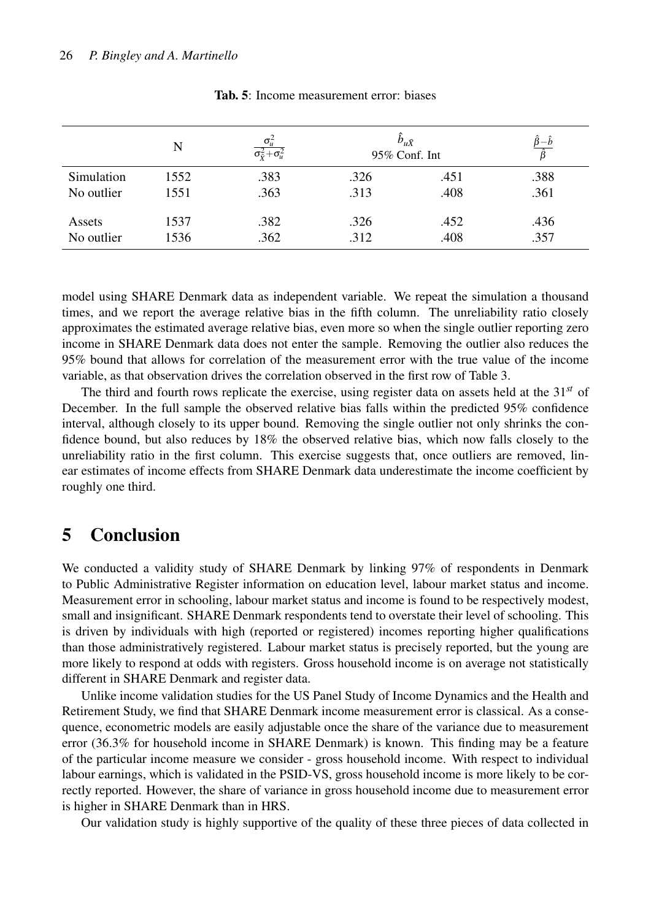**Tab. 5**: Income measurement error: biases

| | N | $\frac{\sigma_u^2}{\sigma_{\tilde{X}}^2+\sigma_u^2}$ | $\hat{b}_{u\tilde{X}}$ 95% Conf. Int | | $\frac{\hat{\beta}-\hat{b}}{\hat{\beta}}$ |
|---|---|---|---|---|---|
| Simulation | 1552 | .383 | .326 | .451 | .388 |
| No outlier | 1551 | .363 | .313 | .408 | .361 |
| Assets | 1537 | .382 | .326 | .452 | .436 |
| No outlier | 1536 | .362 | .312 | .408 | .357 |

model using SHARE Denmark data as independent variable. We repeat the simulation a thousand times, and we report the average relative bias in the fifth column. The unreliability ratio closely approximates the estimated average relative bias, even more so when the single outlier reporting zero income in SHARE Denmark data does not enter the sample. Removing the outlier also reduces the 95% bound that allows for correlation of the measurement error with the true value of the income variable, as that observation drives the correlation observed in the first row of Table 3.

The third and fourth rows replicate the exercise, using register data on assets held at the $31^{st}$ of December. In the full sample the observed relative bias falls within the predicted 95% confidence interval, although closely to its upper bound. Removing the single outlier not only shrinks the confidence bound, but also reduces by 18% the observed relative bias, which now falls closely to the unreliability ratio in the first column. This exercise suggests that, once outliers are removed, linear estimates of income effects from SHARE Denmark data underestimate the income coefficient by roughly one third.

# 5 Conclusion

We conducted a validity study of SHARE Denmark by linking 97% of respondents in Denmark to Public Administrative Register information on education level, labour market status and income. Measurement error in schooling, labour market status and income is found to be respectively modest, small and insignificant. SHARE Denmark respondents tend to overstate their level of schooling. This is driven by individuals with high (reported or registered) incomes reporting higher qualifications than those administratively registered. Labour market status is precisely reported, but the young are more likely to respond at odds with registers. Gross household income is on average not statistically different in SHARE Denmark and register data.

Unlike income validation studies for the US Panel Study of Income Dynamics and the Health and Retirement Study, we find that SHARE Denmark income measurement error is classical. As a consequence, econometric models are easily adjustable once the share of the variance due to measurement error (36.3% for household income in SHARE Denmark) is known. This finding may be a feature of the particular income measure we consider - gross household income. With respect to individual labour earnings, which is validated in the PSID-VS, gross household income is more likely to be correctly reported. However, the share of variance in gross household income due to measurement error is higher in SHARE Denmark than in HRS.

Our validation study is highly supportive of the quality of these three pieces of data collected in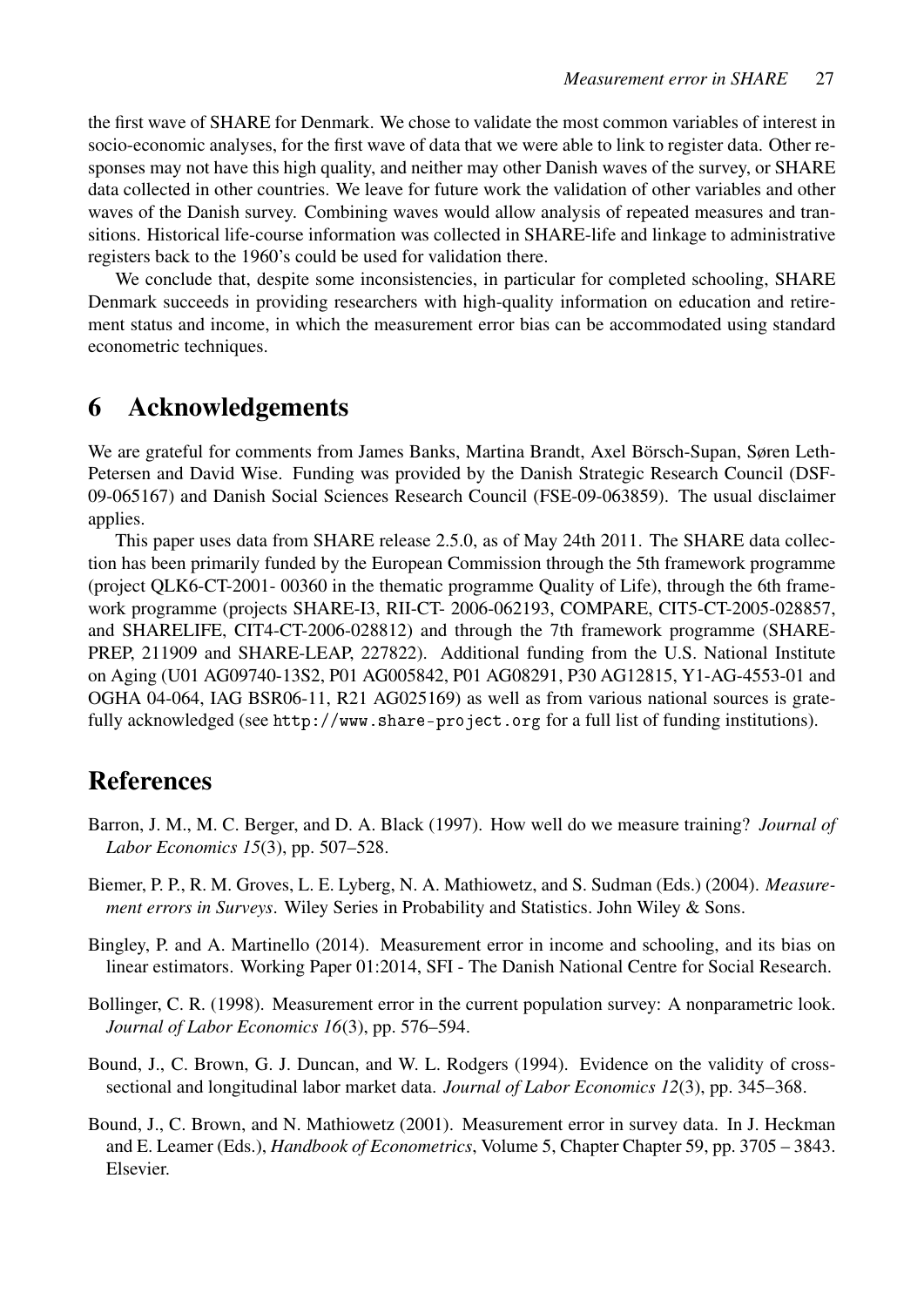the first wave of SHARE for Denmark. We chose to validate the most common variables of interest in socio-economic analyses, for the first wave of data that we were able to link to register data. Other responses may not have this high quality, and neither may other Danish waves of the survey, or SHARE data collected in other countries. We leave for future work the validation of other variables and other waves of the Danish survey. Combining waves would allow analysis of repeated measures and transitions. Historical life-course information was collected in SHARE-life and linkage to administrative registers back to the 1960's could be used for validation there.

We conclude that, despite some inconsistencies, in particular for completed schooling, SHARE Denmark succeeds in providing researchers with high-quality information on education and retirement status and income, in which the measurement error bias can be accommodated using standard econometric techniques.

## 6 Acknowledgements

We are grateful for comments from James Banks, Martina Brandt, Axel Börsch-Supan, Søren Leth-Petersen and David Wise. Funding was provided by the Danish Strategic Research Council (DSF-09-065167) and Danish Social Sciences Research Council (FSE-09-063859). The usual disclaimer applies.

This paper uses data from SHARE release 2.5.0, as of May 24th 2011. The SHARE data collection has been primarily funded by the European Commission through the 5th framework programme (project QLK6-CT-2001- 00360 in the thematic programme Quality of Life), through the 6th framework programme (projects SHARE-I3, RII-CT- 2006-062193, COMPARE, CIT5-CT-2005-028857, and SHARELIFE, CIT4-CT-2006-028812) and through the 7th framework programme (SHARE-PREP, 211909 and SHARE-LEAP, 227822). Additional funding from the U.S. National Institute on Aging (U01 AG09740-13S2, P01 AG005842, P01 AG08291, P30 AG12815, Y1-AG-4553-01 and OGHA 04-064, IAG BSR06-11, R21 AG025169) as well as from various national sources is gratefully acknowledged (see `http://www.share-project.org` for a full list of funding institutions).

## References

Barron, J. M., M. C. Berger, and D. A. Black (1997). How well do we measure training? *Journal of Labor Economics 15*(3), pp. 507–528.

Biemer, P. P., R. M. Groves, L. E. Lyberg, N. A. Mathiowetz, and S. Sudman (Eds.) (2004). *Measurement errors in Surveys*. Wiley Series in Probability and Statistics. John Wiley & Sons.

Bingley, P. and A. Martinello (2014). Measurement error in income and schooling, and its bias on linear estimators. Working Paper 01:2014, SFI - The Danish National Centre for Social Research.

Bollinger, C. R. (1998). Measurement error in the current population survey: A nonparametric look. *Journal of Labor Economics 16*(3), pp. 576–594.

Bound, J., C. Brown, G. J. Duncan, and W. L. Rodgers (1994). Evidence on the validity of cross-sectional and longitudinal labor market data. *Journal of Labor Economics 12*(3), pp. 345–368.

Bound, J., C. Brown, and N. Mathiowetz (2001). Measurement error in survey data. In J. Heckman and E. Leamer (Eds.), *Handbook of Econometrics*, Volume 5, Chapter Chapter 59, pp. 3705 – 3843. Elsevier.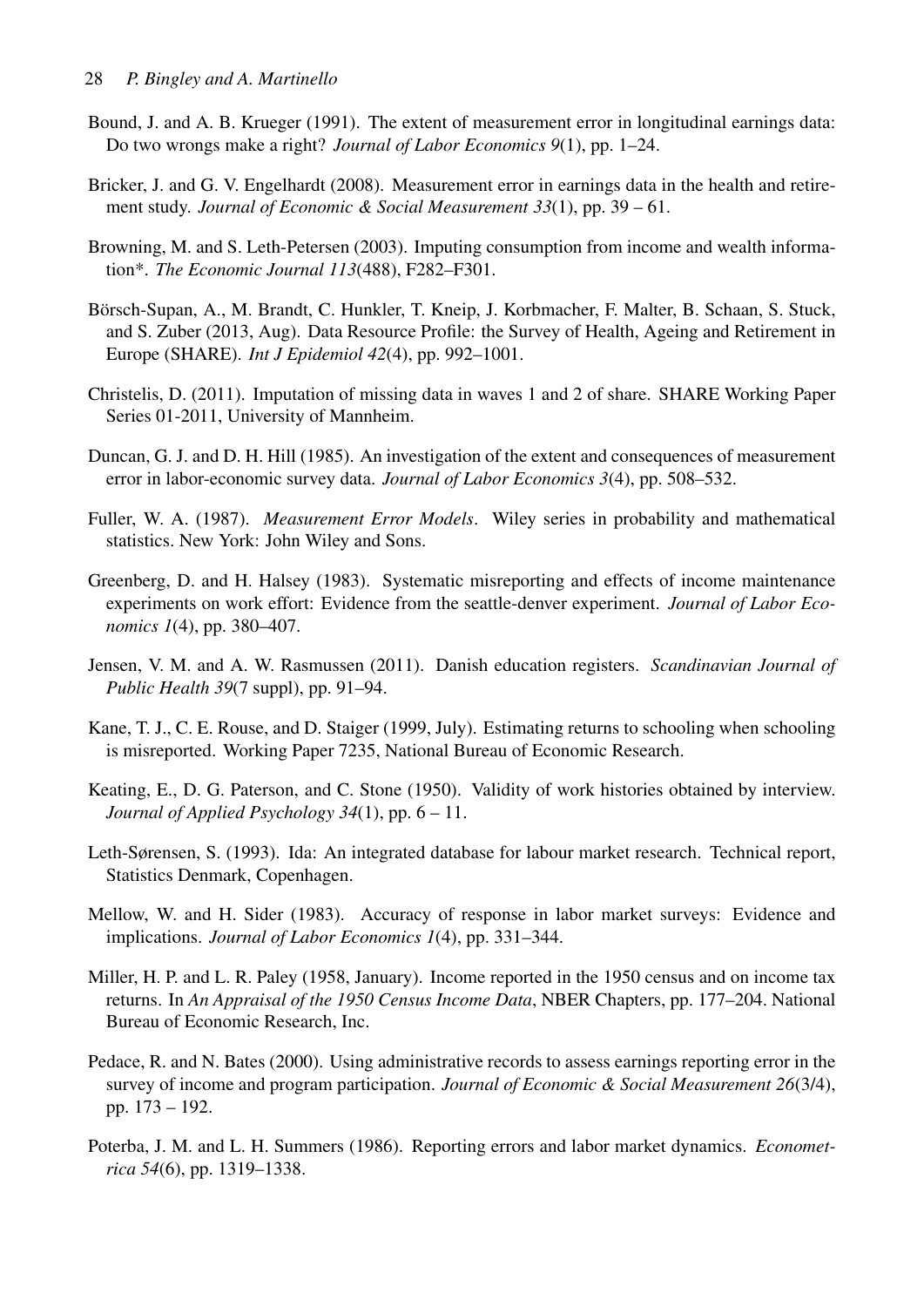Bound, J. and A. B. Krueger (1991). The extent of measurement error in longitudinal earnings data: Do two wrongs make a right? *Journal of Labor Economics 9*(1), pp. 1–24.

Bricker, J. and G. V. Engelhardt (2008). Measurement error in earnings data in the health and retirement study. *Journal of Economic & Social Measurement 33*(1), pp. 39 – 61.

Browning, M. and S. Leth-Petersen (2003). Imputing consumption from income and wealth information*. *The Economic Journal 113*(488), F282–F301.

Börsch-Supan, A., M. Brandt, C. Hunkler, T. Kneip, J. Korbmacher, F. Malter, B. Schaan, S. Stuck, and S. Zuber (2013, Aug). Data Resource Profile: the Survey of Health, Ageing and Retirement in Europe (SHARE). *Int J Epidemiol 42*(4), pp. 992–1001.

Christelis, D. (2011). Imputation of missing data in waves 1 and 2 of share. SHARE Working Paper Series 01-2011, University of Mannheim.

Duncan, G. J. and D. H. Hill (1985). An investigation of the extent and consequences of measurement error in labor-economic survey data. *Journal of Labor Economics 3*(4), pp. 508–532.

Fuller, W. A. (1987). *Measurement Error Models*. Wiley series in probability and mathematical statistics. New York: John Wiley and Sons.

Greenberg, D. and H. Halsey (1983). Systematic misreporting and effects of income maintenance experiments on work effort: Evidence from the seattle-denver experiment. *Journal of Labor Economics 1*(4), pp. 380–407.

Jensen, V. M. and A. W. Rasmussen (2011). Danish education registers. *Scandinavian Journal of Public Health 39*(7 suppl), pp. 91–94.

Kane, T. J., C. E. Rouse, and D. Staiger (1999, July). Estimating returns to schooling when schooling is misreported. Working Paper 7235, National Bureau of Economic Research.

Keating, E., D. G. Paterson, and C. Stone (1950). Validity of work histories obtained by interview. *Journal of Applied Psychology 34*(1), pp. 6 – 11.

Leth-Sørensen, S. (1993). Ida: An integrated database for labour market research. Technical report, Statistics Denmark, Copenhagen.

Mellow, W. and H. Sider (1983). Accuracy of response in labor market surveys: Evidence and implications. *Journal of Labor Economics 1*(4), pp. 331–344.

Miller, H. P. and L. R. Paley (1958, January). Income reported in the 1950 census and on income tax returns. In *An Appraisal of the 1950 Census Income Data*, NBER Chapters, pp. 177–204. National Bureau of Economic Research, Inc.

Pedace, R. and N. Bates (2000). Using administrative records to assess earnings reporting error in the survey of income and program participation. *Journal of Economic & Social Measurement 26*(3/4), pp. 173 – 192.

Poterba, J. M. and L. H. Summers (1986). Reporting errors and labor market dynamics. *Econometrica 54*(6), pp. 1319–1338.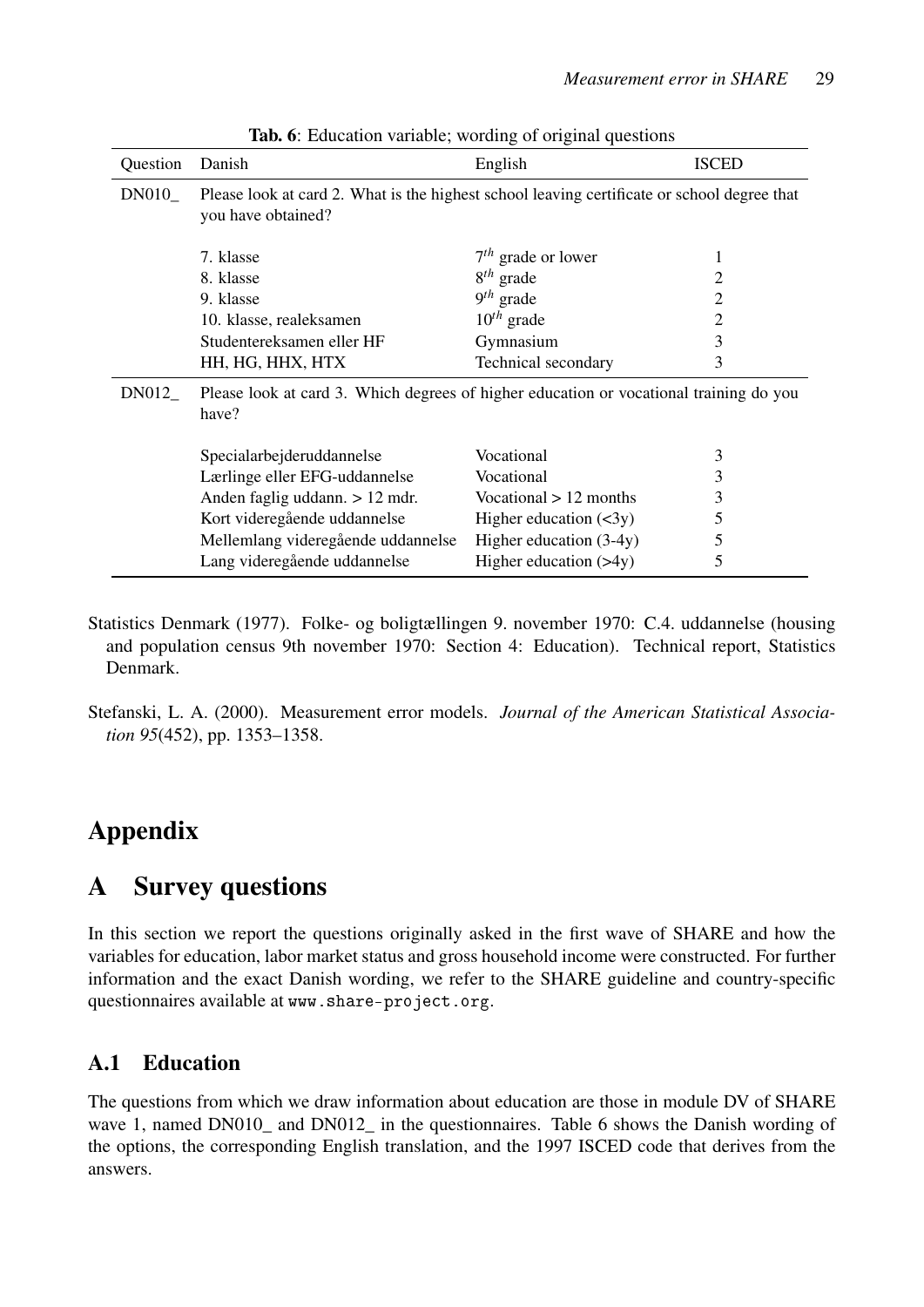**Tab. 6**: Education variable; wording of original questions

| Question | Danish | English | ISCED |
|---|---|---|---|
| DN010_ | Please look at card 2. What is the highest school leaving certificate or school degree that you have obtained? | | |
| | 7. klasse | $7^{th}$ grade or lower | 1 |
| | 8. klasse | $8^{th}$ grade | 2 |
| | 9. klasse | $9^{th}$ grade | 2 |
| | 10. klasse, realeksamen | $10^{th}$ grade | 2 |
| | Studentereksamen eller HF | Gymnasium | 3 |
| | HH, HG, HHX, HTX | Technical secondary | 3 |
| DN012_ | Please look at card 3. Which degrees of higher education or vocational training do you have? | | |
| | Specialarbejderuddannelse | Vocational | 3 |
| | Lærlinge eller EFG-uddannelse | Vocational | 3 |
| | Anden faglig uddann. > 12 mdr. | Vocational > 12 months | 3 |
| | Kort videregående uddannelse | Higher education (<3y) | 5 |
| | Mellemlang videregående uddannelse | Higher education (3-4y) | 5 |
| | Lang videregående uddannelse | Higher education (>4y) | 5 |

Statistics Denmark (1977). Folke- og boligtællingen 9. november 1970: C.4. uddannelse (housing and population census 9th november 1970: Section 4: Education). Technical report, Statistics Denmark.

Stefanski, L. A. (2000). Measurement error models. *Journal of the American Statistical Association 95*(452), pp. 1353–1358.

# Appendix

## A Survey questions

In this section we report the questions originally asked in the first wave of SHARE and how the variables for education, labor market status and gross household income were constructed. For further information and the exact Danish wording, we refer to the SHARE guideline and country-specific questionnaires available at `www.share-project.org`.

### A.1 Education

The questions from which we draw information about education are those in module DV of SHARE wave 1, named DN010_ and DN012_ in the questionnaires. Table 6 shows the Danish wording of the options, the corresponding English translation, and the 1997 ISCED code that derives from the answers.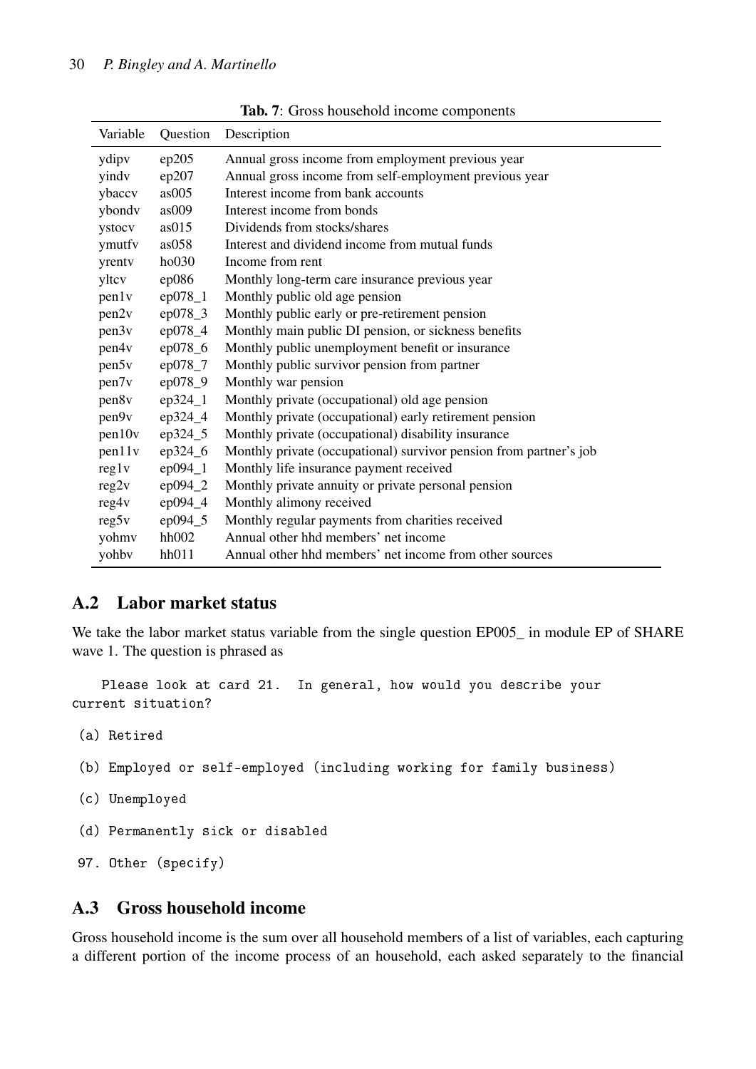Tab. 7: Gross household income components

| Variable | Question | Description |
|---|---|---|
| ydipv | ep205 | Annual gross income from employment previous year |
| yindv | ep207 | Annual gross income from self-employment previous year |
| ybaccv | as005 | Interest income from bank accounts |
| ybondv | as009 | Interest income from bonds |
| ystocv | as015 | Dividends from stocks/shares |
| ymutfv | as058 | Interest and dividend income from mutual funds |
| yrentv | ho030 | Income from rent |
| yltcv | ep086 | Monthly long-term care insurance previous year |
| pen1v | ep078_1 | Monthly public old age pension |
| pen2v | ep078_3 | Monthly public early or pre-retirement pension |
| pen3v | ep078_4 | Monthly main public DI pension, or sickness benefits |
| pen4v | ep078_6 | Monthly public unemployment benefit or insurance |
| pen5v | ep078_7 | Monthly public survivor pension from partner |
| pen7v | ep078_9 | Monthly war pension |
| pen8v | ep324_1 | Monthly private (occupational) old age pension |
| pen9v | ep324_4 | Monthly private (occupational) early retirement pension |
| pen10v | ep324_5 | Monthly private (occupational) disability insurance |
| pen11v | ep324_6 | Monthly private (occupational) survivor pension from partner's job |
| reg1v | ep094_1 | Monthly life insurance payment received |
| reg2v | ep094_2 | Monthly private annuity or private personal pension |
| reg4v | ep094_4 | Monthly alimony received |
| reg5v | ep094_5 | Monthly regular payments from charities received |
| yohmv | hh002 | Annual other hhd members' net income |
| yohbv | hh011 | Annual other hhd members' net income from other sources |

## A.2 Labor market status

We take the labor market status variable from the single question EP005_ in module EP of SHARE wave 1. The question is phrased as

```
   Please look at card 21.  In general, how would you describe your
current situation?

 (a) Retired

 (b) Employed or self-employed (including working for family business)

 (c) Unemployed

 (d) Permanently sick or disabled

 97. Other (specify)
```

## A.3 Gross household income

Gross household income is the sum over all household members of a list of variables, each capturing a different portion of the income process of an household, each asked separately to the financial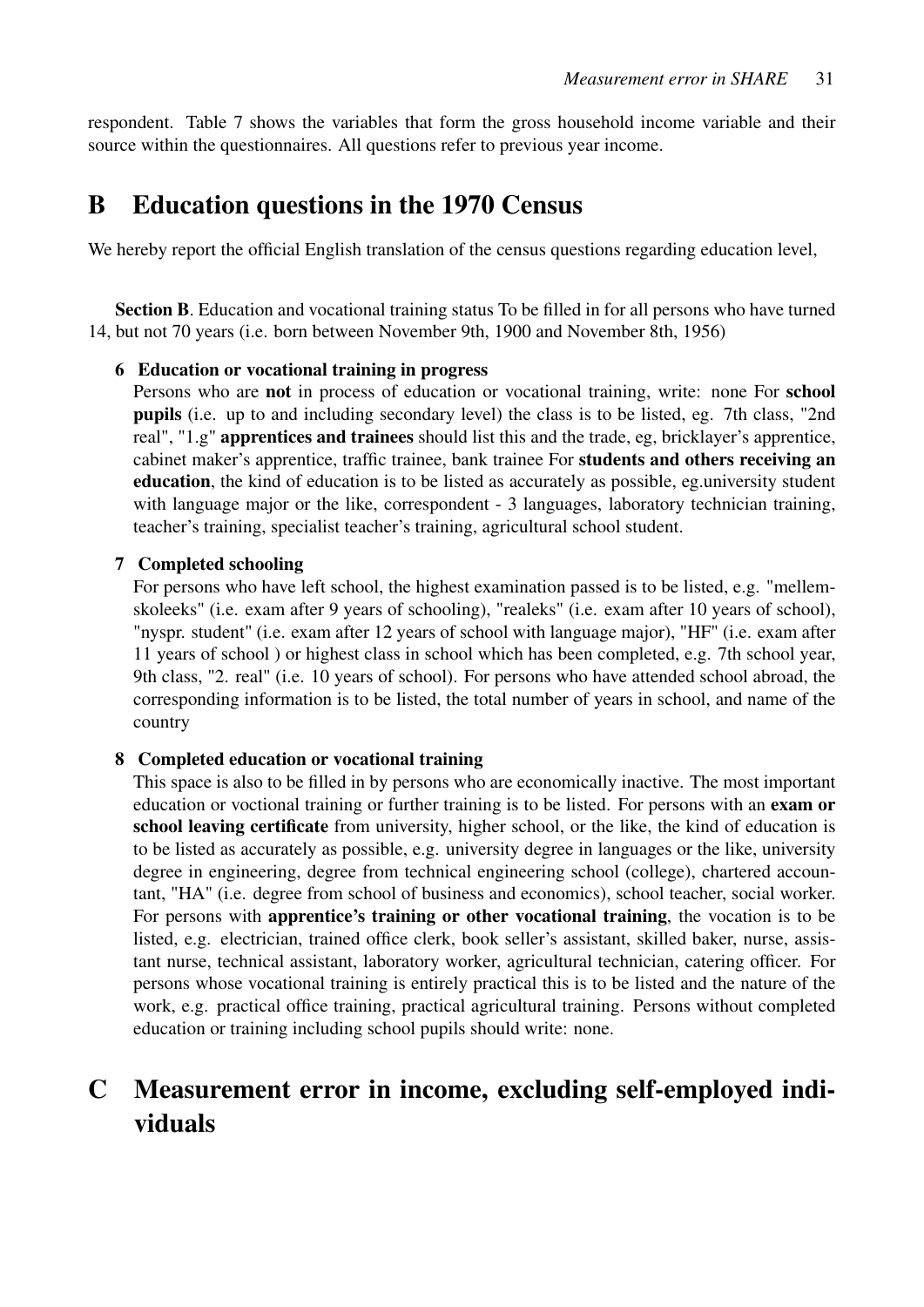respondent. Table 7 shows the variables that form the gross household income variable and their source within the questionnaires. All questions refer to previous year income.

# B Education questions in the 1970 Census

We hereby report the official English translation of the census questions regarding education level,

**Section B**. Education and vocational training status To be filled in for all persons who have turned 14, but not 70 years (i.e. born between November 9th, 1900 and November 8th, 1956)

**6 Education or vocational training in progress**
Persons who are **not** in process of education or vocational training, write: none For **school pupils** (i.e. up to and including secondary level) the class is to be listed, eg. 7th class, "2nd real", "1.g" **apprentices and trainees** should list this and the trade, eg, bricklayer's apprentice, cabinet maker's apprentice, traffic trainee, bank trainee For **students and others receiving an education**, the kind of education is to be listed as accurately as possible, eg.university student with language major or the like, correspondent - 3 languages, laboratory technician training, teacher's training, specialist teacher's training, agricultural school student.

**7 Completed schooling**
For persons who have left school, the highest examination passed is to be listed, e.g. "mellemskoleeks" (i.e. exam after 9 years of schooling), "realeks" (i.e. exam after 10 years of school), "nyspr. student" (i.e. exam after 12 years of school with language major), "HF" (i.e. exam after 11 years of school ) or highest class in school which has been completed, e.g. 7th school year, 9th class, "2. real" (i.e. 10 years of school). For persons who have attended school abroad, the corresponding information is to be listed, the total number of years in school, and name of the country

**8 Completed education or vocational training**
This space is also to be filled in by persons who are economically inactive. The most important education or voctional training or further training is to be listed. For persons with an **exam or school leaving certificate** from university, higher school, or the like, the kind of education is to be listed as accurately as possible, e.g. university degree in languages or the like, university degree in engineering, degree from technical engineering school (college), chartered accountant, "HA" (i.e. degree from school of business and economics), school teacher, social worker. For persons with **apprentice's training or other vocational training**, the vocation is to be listed, e.g. electrician, trained office clerk, book seller's assistant, skilled baker, nurse, assistant nurse, technical assistant, laboratory worker, agricultural technician, catering officer. For persons whose vocational training is entirely practical this is to be listed and the nature of the work, e.g. practical office training, practical agricultural training. Persons without completed education or training including school pupils should write: none.

# C Measurement error in income, excluding self-employed individuals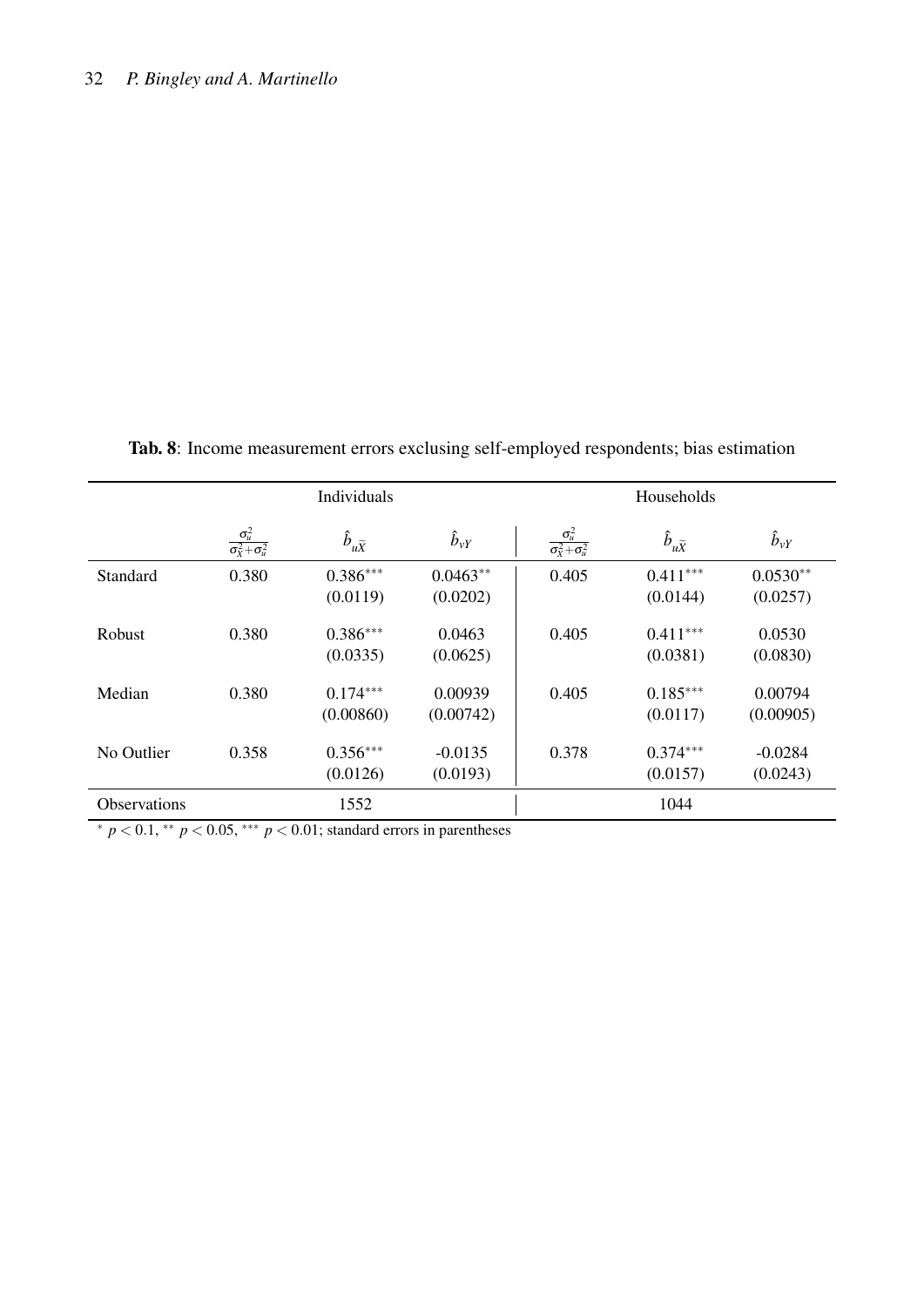**Tab. 8**: Income measurement errors exclusing self-employed respondents; bias estimation

| | Individuals | | | Households | | |
|---|---|---|---|---|---|---|
| | $\frac{\sigma_u^2}{\sigma_{\tilde{X}}^2+\sigma_u^2}$ | $\hat{b}_{u\tilde{X}}$ | $\hat{b}_{vY}$ | $\frac{\sigma_u^2}{\sigma_{\tilde{X}}^2+\sigma_u^2}$ | $\hat{b}_{u\tilde{X}}$ | $\hat{b}_{vY}$ |
| Standard | 0.380 | 0.386*** | 0.0463** | 0.405 | 0.411*** | 0.0530** |
| | | (0.0119) | (0.0202) | | (0.0144) | (0.0257) |
| Robust | 0.380 | 0.386*** | 0.0463 | 0.405 | 0.411*** | 0.0530 |
| | | (0.0335) | (0.0625) | | (0.0381) | (0.0830) |
| Median | 0.380 | 0.174*** | 0.00939 | 0.405 | 0.185*** | 0.00794 |
| | | (0.00860) | (0.00742) | | (0.0117) | (0.00905) |
| No Outlier | 0.358 | 0.356*** | -0.0135 | 0.378 | 0.374*** | -0.0284 |
| | | (0.0126) | (0.0193) | | (0.0157) | (0.0243) |
| Observations | | 1552 | | | 1044 | |

* $p < 0.1$, ** $p < 0.05$, *** $p < 0.01$; standard errors in parentheses